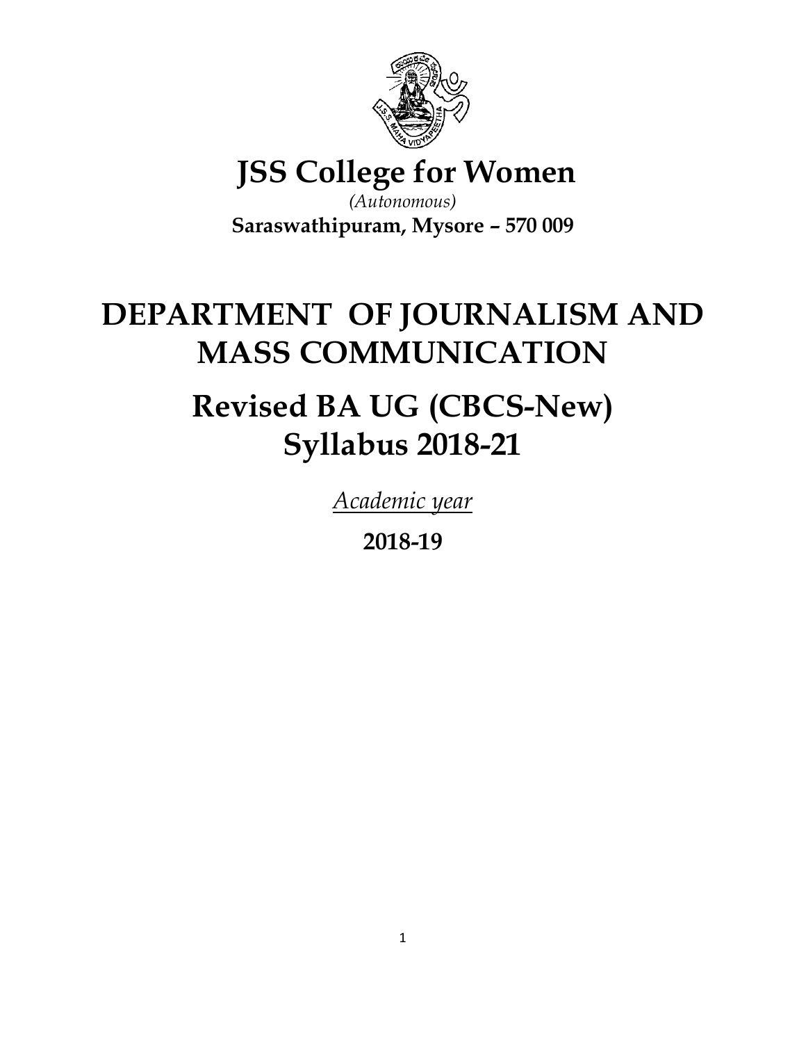# JSS College for Women

*(Autonomous)*

**Saraswathipuram, Mysore – 570 009**

# DEPARTMENT OF JOURNALISM AND MASS COMMUNICATION

# Revised BA UG (CBCS-New) Syllabus 2018-21

*Academic year*

**2018-19**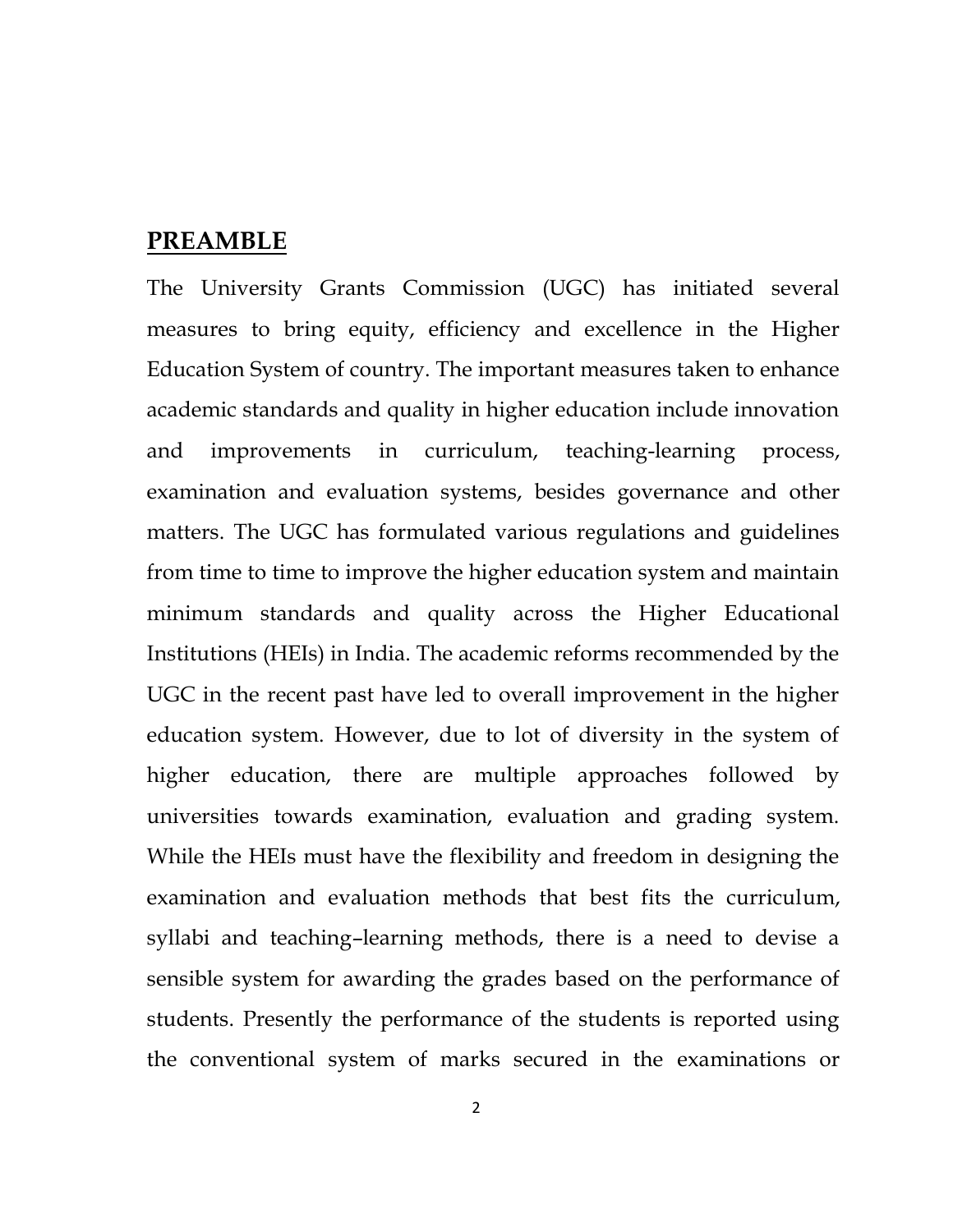## PREAMBLE

The University Grants Commission (UGC) has initiated several measures to bring equity, efficiency and excellence in the Higher Education System of country. The important measures taken to enhance academic standards and quality in higher education include innovation and improvements in curriculum, teaching-learning process, examination and evaluation systems, besides governance and other matters. The UGC has formulated various regulations and guidelines from time to time to improve the higher education system and maintain minimum standards and quality across the Higher Educational Institutions (HEIs) in India. The academic reforms recommended by the UGC in the recent past have led to overall improvement in the higher education system. However, due to lot of diversity in the system of higher education, there are multiple approaches followed by universities towards examination, evaluation and grading system. While the HEIs must have the flexibility and freedom in designing the examination and evaluation methods that best fits the curriculum, syllabi and teaching–learning methods, there is a need to devise a sensible system for awarding the grades based on the performance of students. Presently the performance of the students is reported using the conventional system of marks secured in the examinations or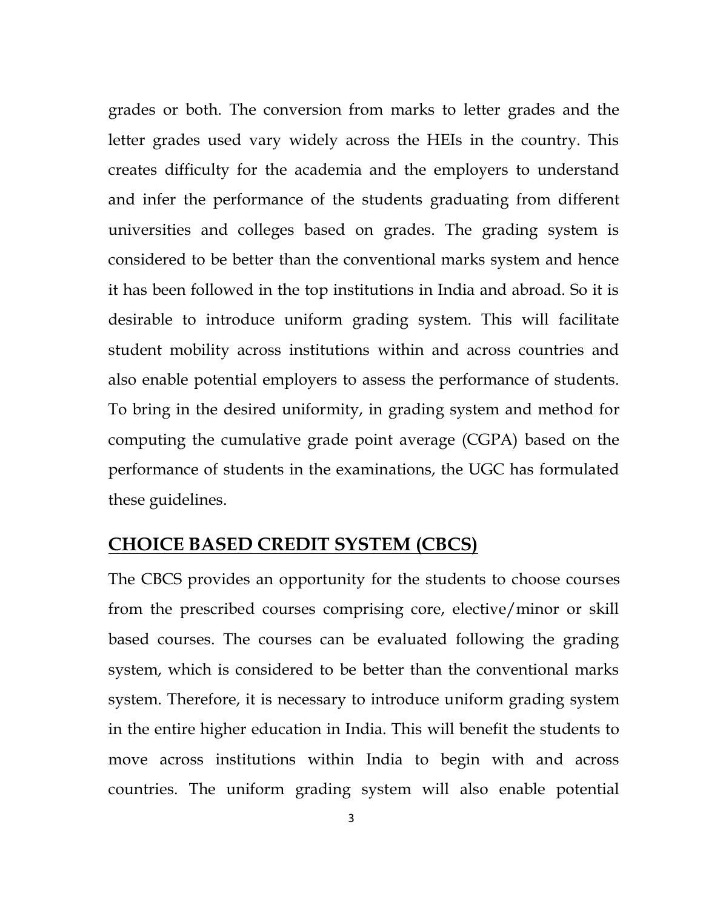grades or both. The conversion from marks to letter grades and the letter grades used vary widely across the HEIs in the country. This creates difficulty for the academia and the employers to understand and infer the performance of the students graduating from different universities and colleges based on grades. The grading system is considered to be better than the conventional marks system and hence it has been followed in the top institutions in India and abroad. So it is desirable to introduce uniform grading system. This will facilitate student mobility across institutions within and across countries and also enable potential employers to assess the performance of students. To bring in the desired uniformity, in grading system and method for computing the cumulative grade point average (CGPA) based on the performance of students in the examinations, the UGC has formulated these guidelines.

## CHOICE BASED CREDIT SYSTEM (CBCS)

The CBCS provides an opportunity for the students to choose courses from the prescribed courses comprising core, elective/minor or skill based courses. The courses can be evaluated following the grading system, which is considered to be better than the conventional marks system. Therefore, it is necessary to introduce uniform grading system in the entire higher education in India. This will benefit the students to move across institutions within India to begin with and across countries. The uniform grading system will also enable potential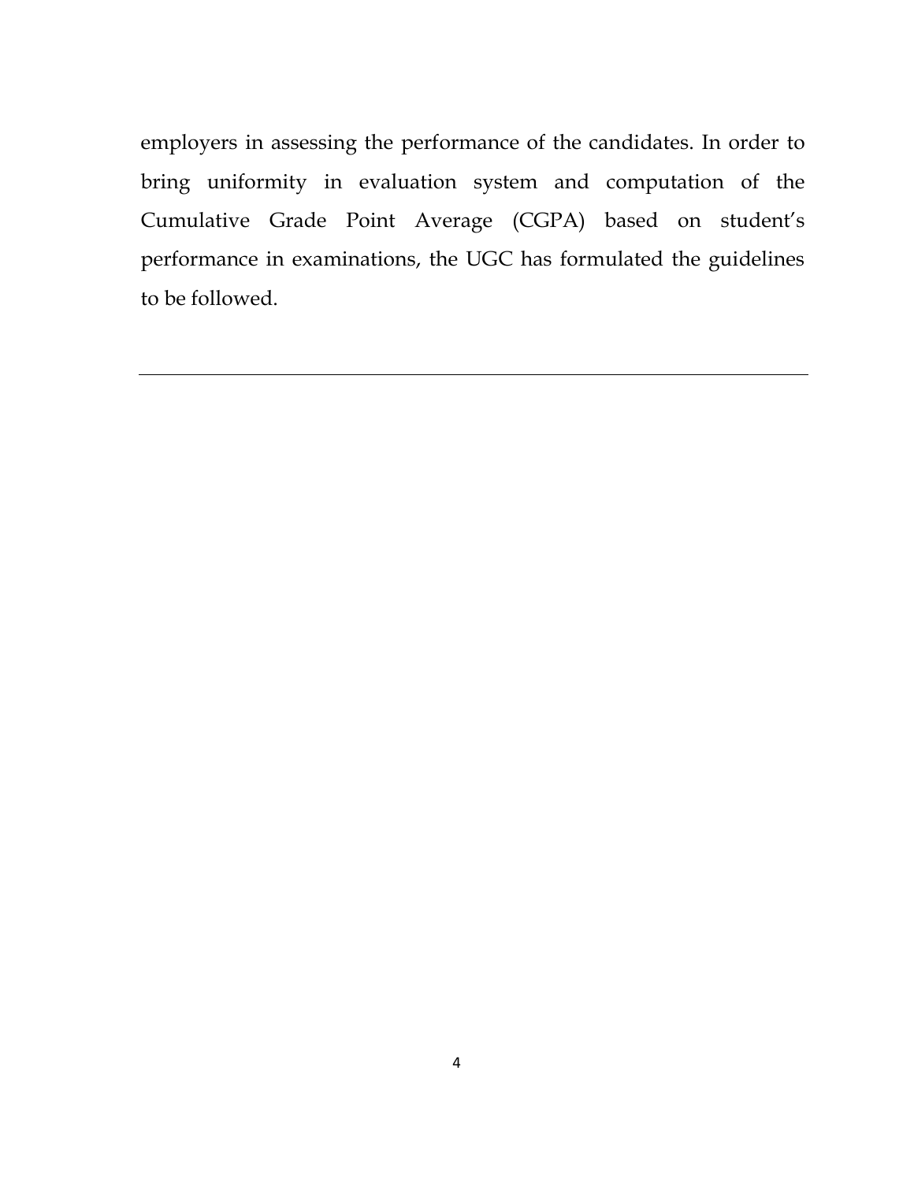employers in assessing the performance of the candidates. In order to bring uniformity in evaluation system and computation of the Cumulative Grade Point Average (CGPA) based on student's performance in examinations, the UGC has formulated the guidelines to be followed.

---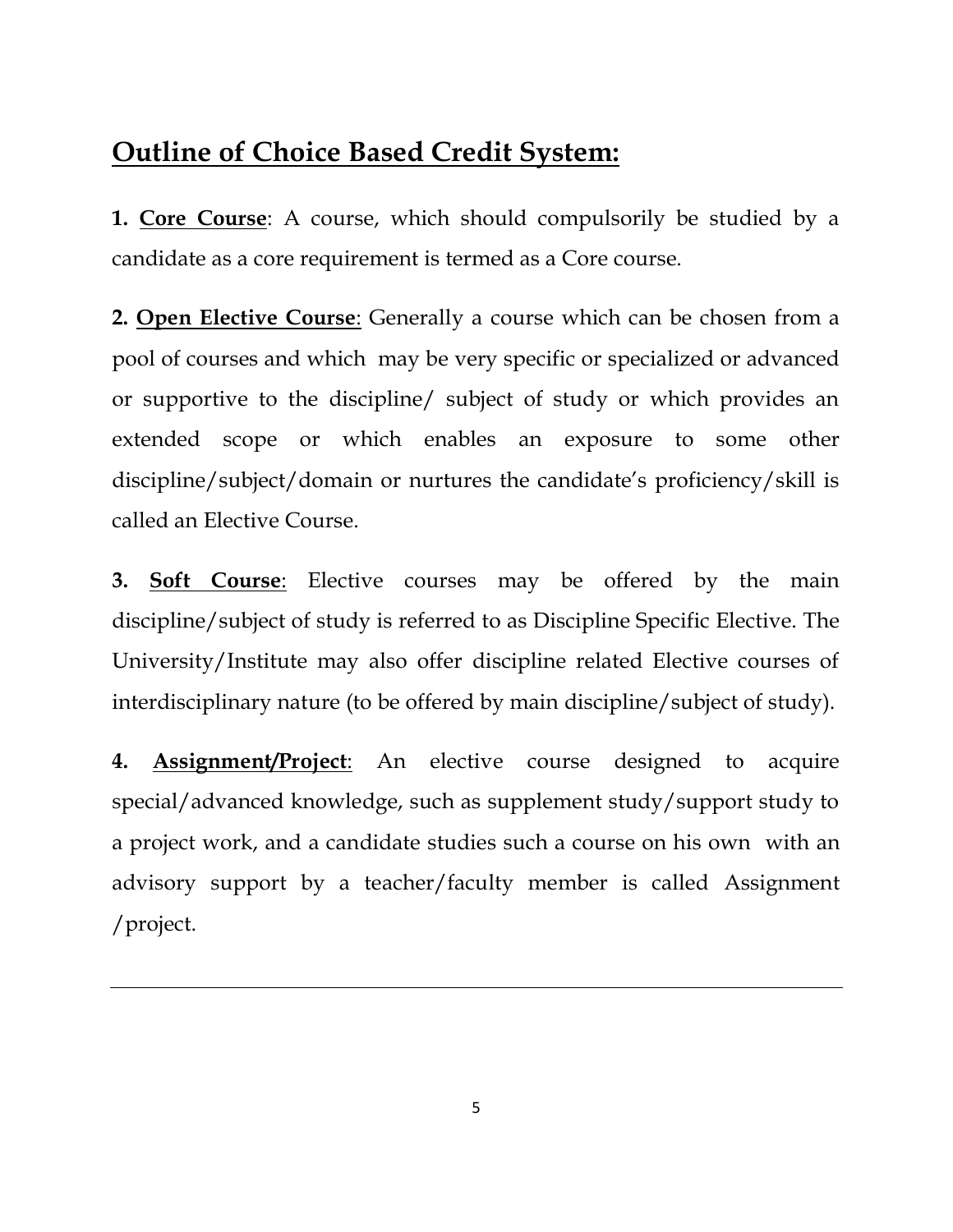## Outline of Choice Based Credit System:

**1. Core Course**: A course, which should compulsorily be studied by a candidate as a core requirement is termed as a Core course.

**2. Open Elective Course**: Generally a course which can be chosen from a pool of courses and which may be very specific or specialized or advanced or supportive to the discipline/ subject of study or which provides an extended scope or which enables an exposure to some other discipline/subject/domain or nurtures the candidate's proficiency/skill is called an Elective Course.

**3. Soft Course**: Elective courses may be offered by the main discipline/subject of study is referred to as Discipline Specific Elective. The University/Institute may also offer discipline related Elective courses of interdisciplinary nature (to be offered by main discipline/subject of study).

**4. Assignment/Project**: An elective course designed to acquire special/advanced knowledge, such as supplement study/support study to a project work, and a candidate studies such a course on his own with an advisory support by a teacher/faculty member is called Assignment /project.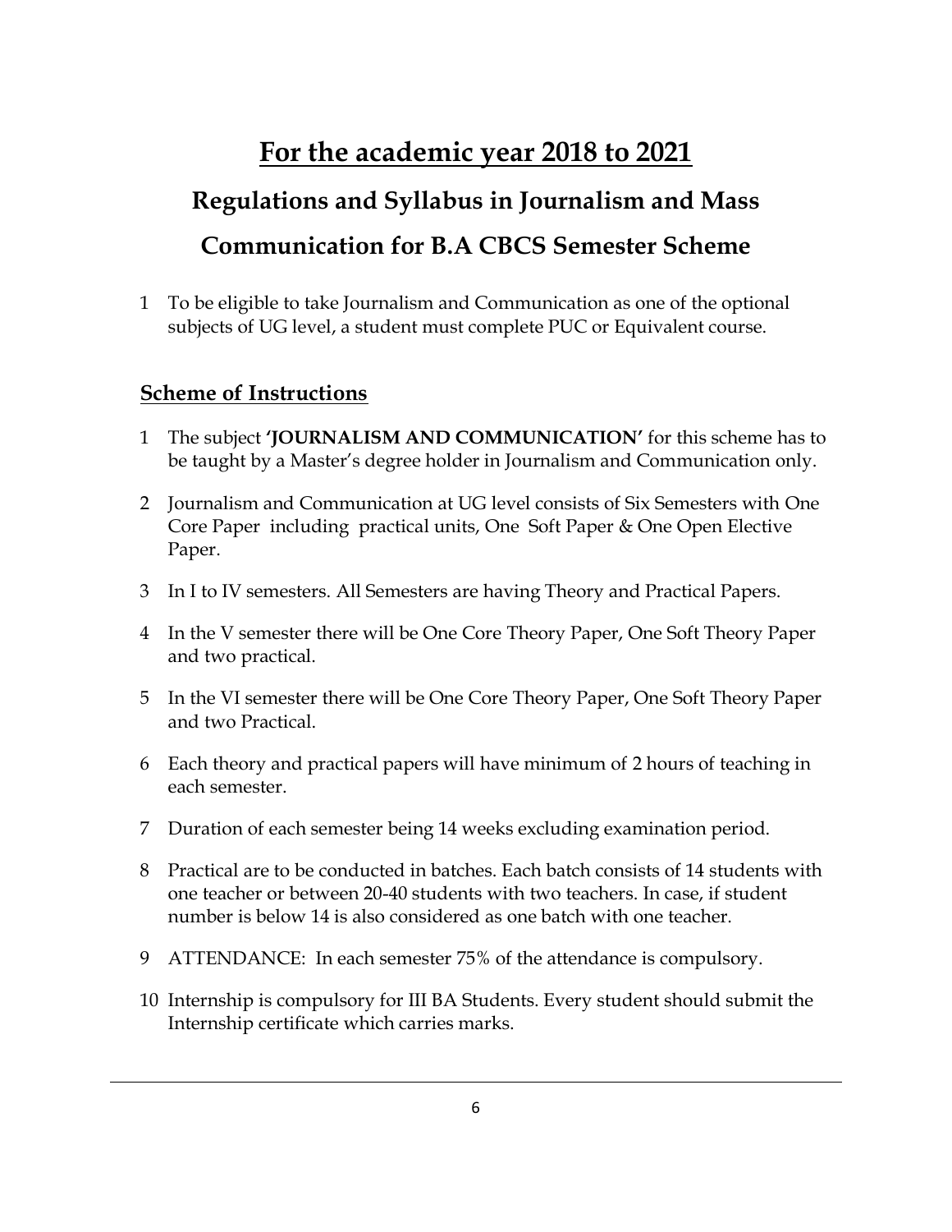# For the academic year 2018 to 2021

## Regulations and Syllabus in Journalism and Mass Communication for B.A CBCS Semester Scheme

1 To be eligible to take Journalism and Communication as one of the optional subjects of UG level, a student must complete PUC or Equivalent course.

### Scheme of Instructions

1 The subject **'JOURNALISM AND COMMUNICATION'** for this scheme has to be taught by a Master's degree holder in Journalism and Communication only.

2 Journalism and Communication at UG level consists of Six Semesters with One Core Paper including practical units, One Soft Paper & One Open Elective Paper.

3 In I to IV semesters. All Semesters are having Theory and Practical Papers.

4 In the V semester there will be One Core Theory Paper, One Soft Theory Paper and two practical.

5 In the VI semester there will be One Core Theory Paper, One Soft Theory Paper and two Practical.

6 Each theory and practical papers will have minimum of 2 hours of teaching in each semester.

7 Duration of each semester being 14 weeks excluding examination period.

8 Practical are to be conducted in batches. Each batch consists of 14 students with one teacher or between 20-40 students with two teachers. In case, if student number is below 14 is also considered as one batch with one teacher.

9 ATTENDANCE: In each semester 75% of the attendance is compulsory.

10 Internship is compulsory for III BA Students. Every student should submit the Internship certificate which carries marks.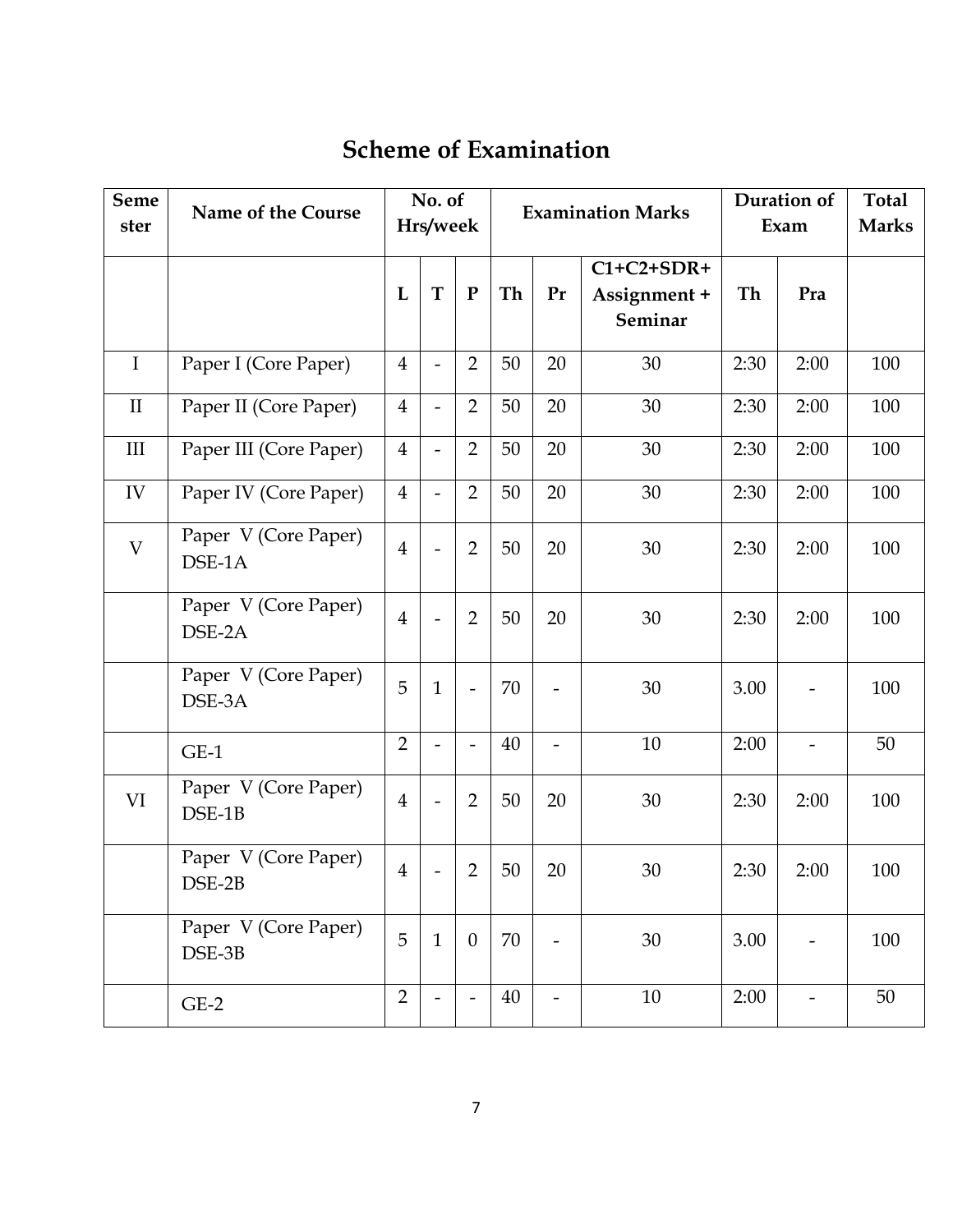# Scheme of Examination

| Semester | Name of the Course | No. of Hrs/week | | | Examination Marks | | | Duration of Exam | | Total Marks |
|---|---|---|---|---|---|---|---|---|---|---|
| | | L | T | P | Th | Pr | C1+C2+SDR+ Assignment + Seminar | Th | Pra | |
| I | Paper I (Core Paper) | 4 | - | 2 | 50 | 20 | 30 | 2:30 | 2:00 | 100 |
| II | Paper II (Core Paper) | 4 | - | 2 | 50 | 20 | 30 | 2:30 | 2:00 | 100 |
| III | Paper III (Core Paper) | 4 | - | 2 | 50 | 20 | 30 | 2:30 | 2:00 | 100 |
| IV | Paper IV (Core Paper) | 4 | - | 2 | 50 | 20 | 30 | 2:30 | 2:00 | 100 |
| V | Paper V (Core Paper) DSE-1A | 4 | - | 2 | 50 | 20 | 30 | 2:30 | 2:00 | 100 |
| | Paper V (Core Paper) DSE-2A | 4 | - | 2 | 50 | 20 | 30 | 2:30 | 2:00 | 100 |
| | Paper V (Core Paper) DSE-3A | 5 | 1 | - | 70 | - | 30 | 3.00 | - | 100 |
| | GE-1 | 2 | - | - | 40 | - | 10 | 2:00 | - | 50 |
| VI | Paper V (Core Paper) DSE-1B | 4 | - | 2 | 50 | 20 | 30 | 2:30 | 2:00 | 100 |
| | Paper V (Core Paper) DSE-2B | 4 | - | 2 | 50 | 20 | 30 | 2:30 | 2:00 | 100 |
| | Paper V (Core Paper) DSE-3B | 5 | 1 | 0 | 70 | - | 30 | 3.00 | - | 100 |
| | GE-2 | 2 | - | - | 40 | - | 10 | 2:00 | - | 50 |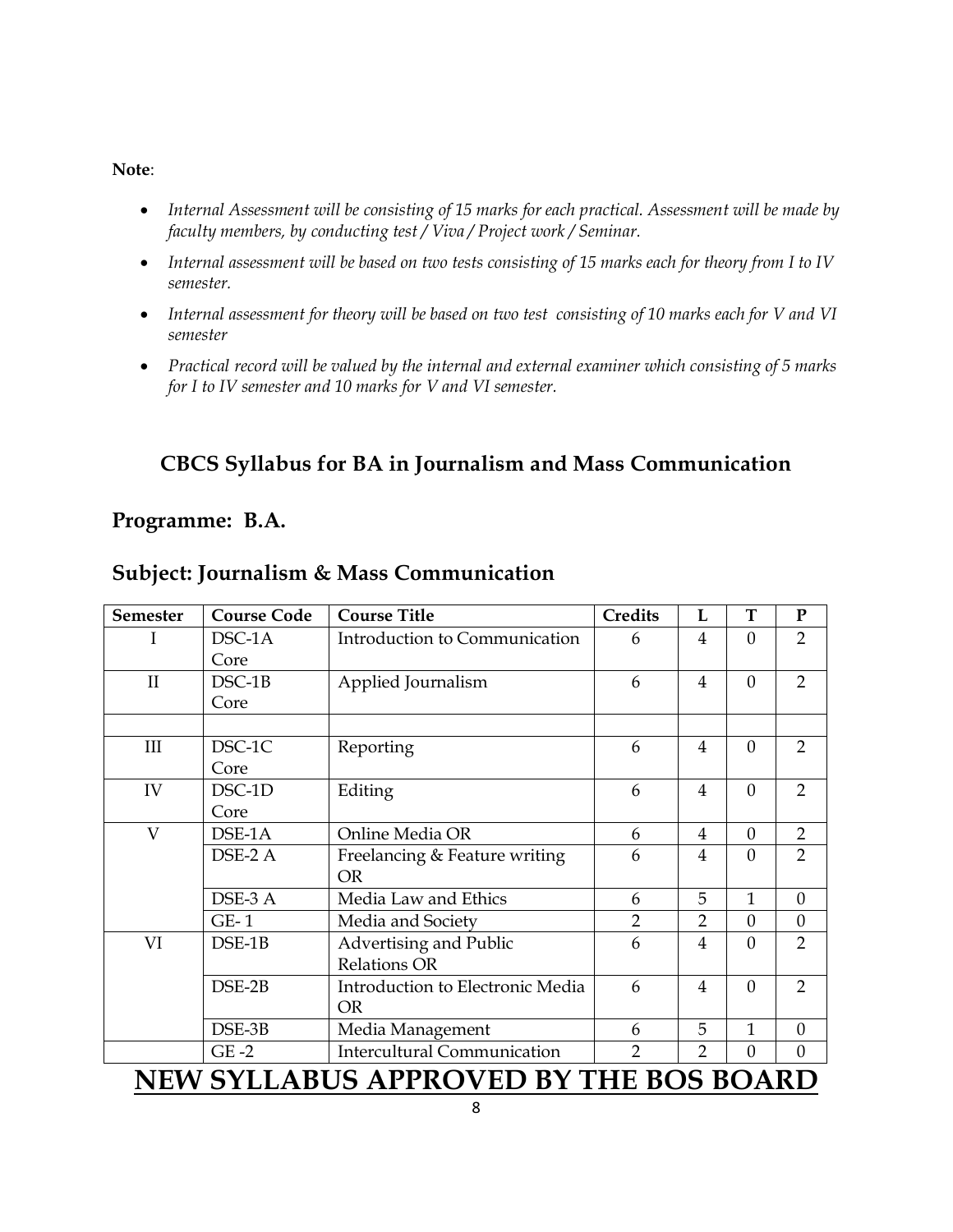**Note**:

- *Internal Assessment will be consisting of 15 marks for each practical. Assessment will be made by faculty members, by conducting test / Viva / Project work / Seminar.*
- *Internal assessment will be based on two tests consisting of 15 marks each for theory from I to IV semester.*
- *Internal assessment for theory will be based on two test consisting of 10 marks each for V and VI semester*
- *Practical record will be valued by the internal and external examiner which consisting of 5 marks for I to IV semester and 10 marks for V and VI semester.*

## CBCS Syllabus for BA in Journalism and Mass Communication

## Programme: B.A.

## Subject: Journalism & Mass Communication

| Semester | Course Code | Course Title | Credits | L | T | P |
|---|---|---|---|---|---|---|
| I | DSC-1A Core | Introduction to Communication | 6 | 4 | 0 | 2 |
| II | DSC-1B Core | Applied Journalism | 6 | 4 | 0 | 2 |
| | | | | | | |
| III | DSC-1C Core | Reporting | 6 | 4 | 0 | 2 |
| IV | DSC-1D Core | Editing | 6 | 4 | 0 | 2 |
| V | DSE-1A | Online Media OR | 6 | 4 | 0 | 2 |
| | DSE-2 A | Freelancing & Feature writing OR | 6 | 4 | 0 | 2 |
| | DSE-3 A | Media Law and Ethics | 6 | 5 | 1 | 0 |
| | GE- 1 | Media and Society | 2 | 2 | 0 | 0 |
| VI | DSE-1B | Advertising and Public Relations OR | 6 | 4 | 0 | 2 |
| | DSE-2B | Introduction to Electronic Media OR | 6 | 4 | 0 | 2 |
| | DSE-3B | Media Management | 6 | 5 | 1 | 0 |
| | GE -2 | Intercultural Communication | 2 | 2 | 0 | 0 |

# NEW SYLLABUS APPROVED BY THE BOS BOARD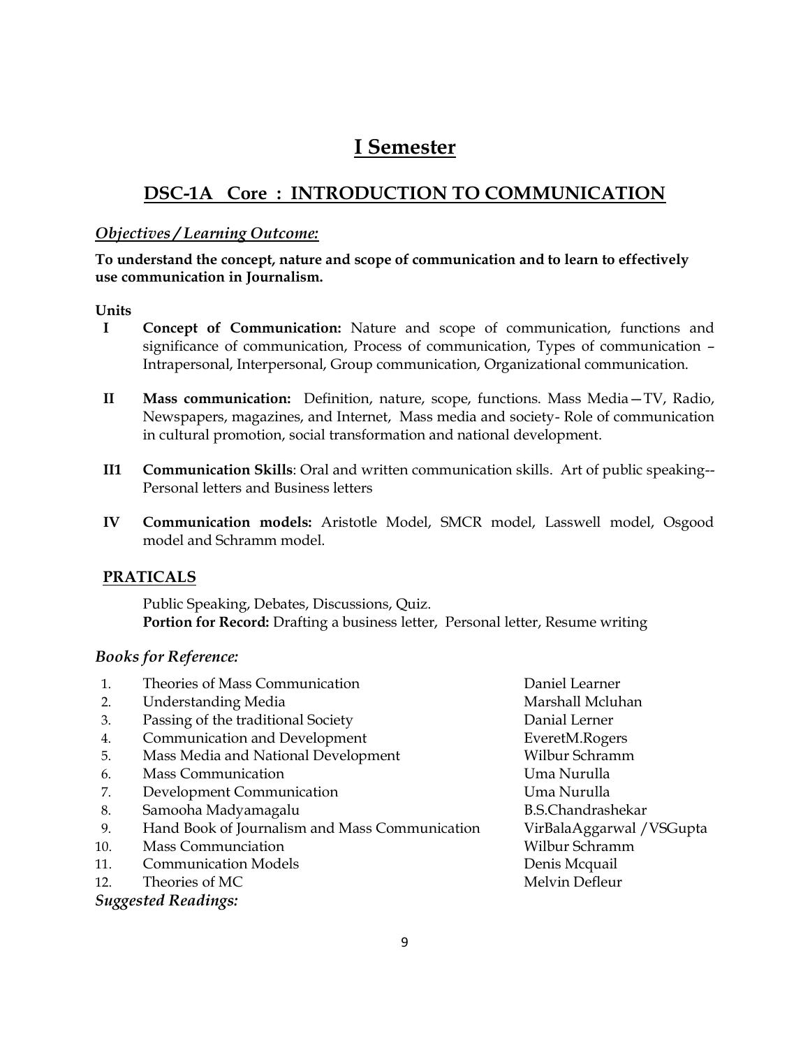# I Semester

## DSC-1A Core : INTRODUCTION TO COMMUNICATION

### *Objectives / Learning Outcome:*

**To understand the concept, nature and scope of communication and to learn to effectively use communication in Journalism.**

**Units**

- **I** **Concept of Communication:** Nature and scope of communication, functions and significance of communication, Process of communication, Types of communication – Intrapersonal, Interpersonal, Group communication, Organizational communication.

- **II** **Mass communication:** Definition, nature, scope, functions. Mass Media—TV, Radio, Newspapers, magazines, and Internet, Mass media and society- Role of communication in cultural promotion, social transformation and national development.

- **II1** **Communication Skills**: Oral and written communication skills. Art of public speaking-- Personal letters and Business letters

- **IV** **Communication models:** Aristotle Model, SMCR model, Lasswell model, Osgood model and Schramm model.

### PRATICALS

Public Speaking, Debates, Discussions, Quiz.
**Portion for Record:** Drafting a business letter, Personal letter, Resume writing

### *Books for Reference:*

| | Title | Author |
|---|---|---|
| 1. | Theories of Mass Communication | Daniel Learner |
| 2. | Understanding Media | Marshall Mcluhan |
| 3. | Passing of the traditional Society | Danial Lerner |
| 4. | Communication and Development | EveretM.Rogers |
| 5. | Mass Media and National Development | Wilbur Schramm |
| 6. | Mass Communication | Uma Nurulla |
| 7. | Development Communication | Uma Nurulla |
| 8. | Samooha Madyamagalu | B.S.Chandrashekar |
| 9. | Hand Book of Journalism and Mass Communication | VirBalaAggarwal /VSGupta |
| 10. | Mass Communciation | Wilbur Schramm |
| 11. | Communication Models | Denis Mcquail |
| 12. | Theories of MC | Melvin Defleur |

### *Suggested Readings:*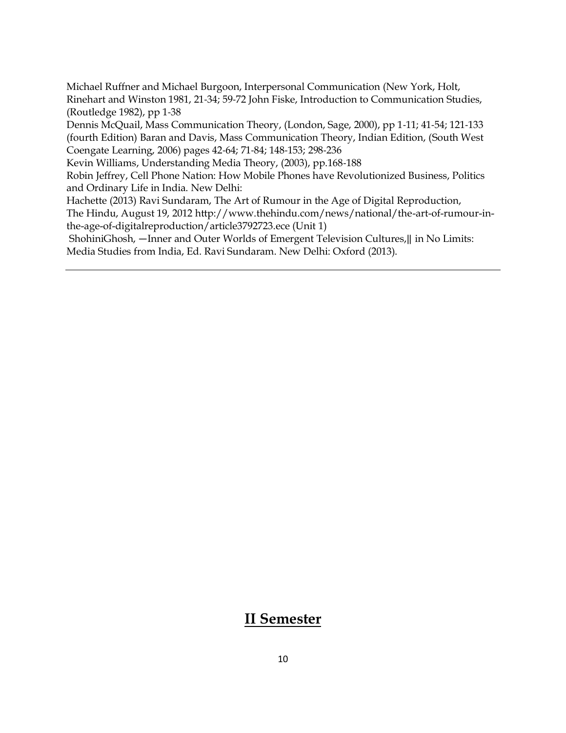Michael Ruffner and Michael Burgoon, Interpersonal Communication (New York, Holt, Rinehart and Winston 1981, 21-34; 59-72 John Fiske, Introduction to Communication Studies, (Routledge 1982), pp 1-38

Dennis McQuail, Mass Communication Theory, (London, Sage, 2000), pp 1-11; 41-54; 121-133 (fourth Edition) Baran and Davis, Mass Communication Theory, Indian Edition, (South West Coengate Learning, 2006) pages 42-64; 71-84; 148-153; 298-236

Kevin Williams, Understanding Media Theory, (2003), pp.168-188

Robin Jeffrey, Cell Phone Nation: How Mobile Phones have Revolutionized Business, Politics and Ordinary Life in India. New Delhi:

Hachette (2013) Ravi Sundaram, The Art of Rumour in the Age of Digital Reproduction, The Hindu, August 19, 2012 http://www.thehindu.com/news/national/the-art-of-rumour-in-the-age-of-digitalreproduction/article3792723.ece (Unit 1)

ShohiniGhosh, ―Inner and Outer Worlds of Emergent Television Cultures,‖ in No Limits: Media Studies from India, Ed. Ravi Sundaram. New Delhi: Oxford (2013).

---

## II Semester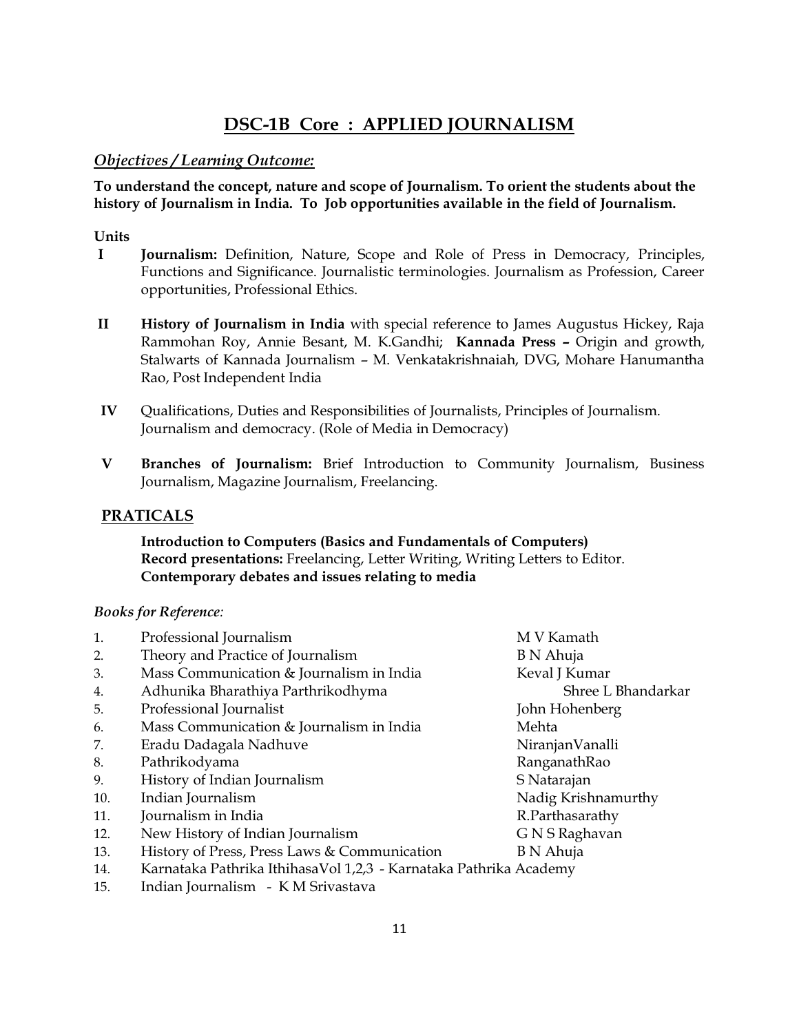# DSC-1B Core : APPLIED JOURNALISM

### *Objectives / Learning Outcome:*

**To understand the concept, nature and scope of Journalism. To orient the students about the history of Journalism in India. To Job opportunities available in the field of Journalism.**

**Units**

**I** **Journalism:** Definition, Nature, Scope and Role of Press in Democracy, Principles, Functions and Significance. Journalistic terminologies. Journalism as Profession, Career opportunities, Professional Ethics.

**II** **History of Journalism in India** with special reference to James Augustus Hickey, Raja Rammohan Roy, Annie Besant, M. K.Gandhi; **Kannada Press –** Origin and growth, Stalwarts of Kannada Journalism – M. Venkatakrishnaiah, DVG, Mohare Hanumantha Rao, Post Independent India

**IV** Qualifications, Duties and Responsibilities of Journalists, Principles of Journalism. Journalism and democracy. (Role of Media in Democracy)

**V** **Branches of Journalism:** Brief Introduction to Community Journalism, Business Journalism, Magazine Journalism, Freelancing.

## PRATICALS

**Introduction to Computers (Basics and Fundamentals of Computers)**
**Record presentations:** Freelancing, Letter Writing, Writing Letters to Editor.
**Contemporary debates and issues relating to media**

*Books for Reference:*

| No. | Title | Author |
|---|---|---|
| 1. | Professional Journalism | M V Kamath |
| 2. | Theory and Practice of Journalism | B N Ahuja |
| 3. | Mass Communication & Journalism in India | Keval J Kumar |
| 4. | Adhunika Bharathiya Parthrikodhyma | Shree L Bhandarkar |
| 5. | Professional Journalist | John Hohenberg |
| 6. | Mass Communication & Journalism in India | Mehta |
| 7. | Eradu Dadagala Nadhuve | NiranjanVanalli |
| 8. | Pathrikodyama | RanganathRao |
| 9. | History of Indian Journalism | S Natarajan |
| 10. | Indian Journalism | Nadig Krishnamurthy |
| 11. | Journalism in India | R.Parthasarathy |
| 12. | New History of Indian Journalism | G N S Raghavan |
| 13. | History of Press, Press Laws & Communication | B N Ahuja |
| 14. | Karnataka Pathrika IthihasaVol 1,2,3 - Karnataka Pathrika Academy | |
| 15. | Indian Journalism - K M Srivastava | |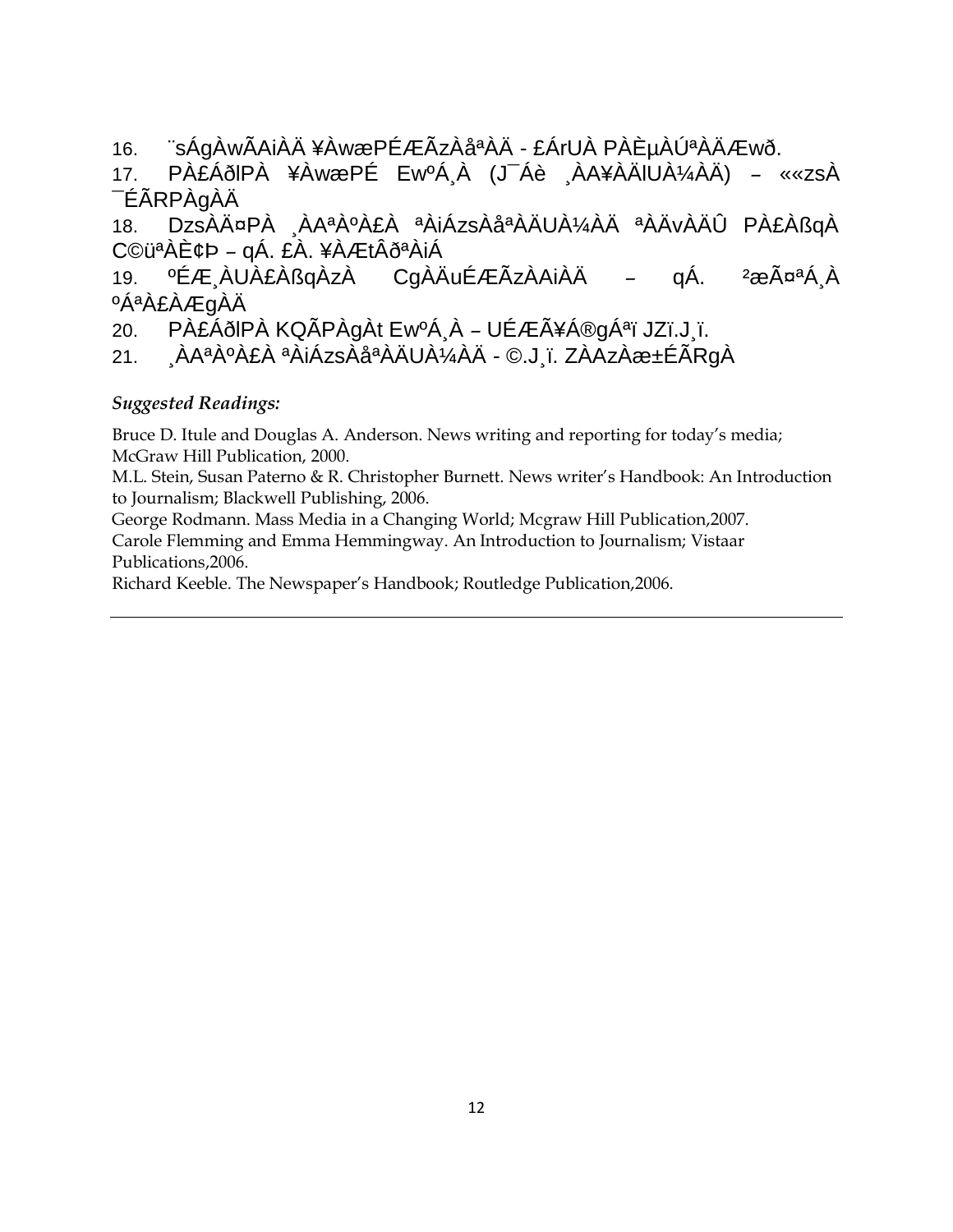16. ¨sÁgÀwÃAiÀÄ ¥ÀwæPÉÆÃzÀåªÀÄ - £ÁrUÀ PÀÈµÀÚªÀÄÆwð.

17. PÀ£ÁðlPÀ ¥ÀwæPÉ EwºÁ¸À (J¯Áè ¸ÀA¥ÀÄlUÀ¼ÀÄ) – ««zsÀ ¯ÉÃRPÀgÀÄ

18. DzsÀÄ¤PÀ ¸ÀAªÀºÀ£À ªÀiÁzsÀåªÀÄUÀ¼ÀÄ ªÀÄvÀÄÛ PÀ£ÀßqÀ C©üªÀÈ¢Þ – qÁ. £À. ¥ÀÆtÂðªÀiÁ

19. ºÉÆ¸ÀUÀ£ÀßqÀzÀ CgÀÄuÉÆÃzÀAiÀÄ – qÁ. ²æÃ¤ªÁ¸À ºÁªÀ£ÀÆgÀÄ

20. PÀ£ÁðlPÀ KQÃPÀgÀt EwºÁ¸À – UÉÆÃ¥Á®gÁªï JZï.J¸ï.

21. ¸ÀAªÀºÀ£À ªÀiÁzsÀåªÀÄUÀ¼ÀÄ - ©.J¸ï. ZÀAzÀæ±ÉÃRgÀ

*Suggested Readings:*

Bruce D. Itule and Douglas A. Anderson. News writing and reporting for today's media; McGraw Hill Publication, 2000.

M.L. Stein, Susan Paterno & R. Christopher Burnett. News writer's Handbook: An Introduction to Journalism; Blackwell Publishing, 2006.

George Rodmann. Mass Media in a Changing World; Mcgraw Hill Publication,2007.

Carole Flemming and Emma Hemmingway. An Introduction to Journalism; Vistaar Publications,2006.

Richard Keeble. The Newspaper's Handbook; Routledge Publication,2006.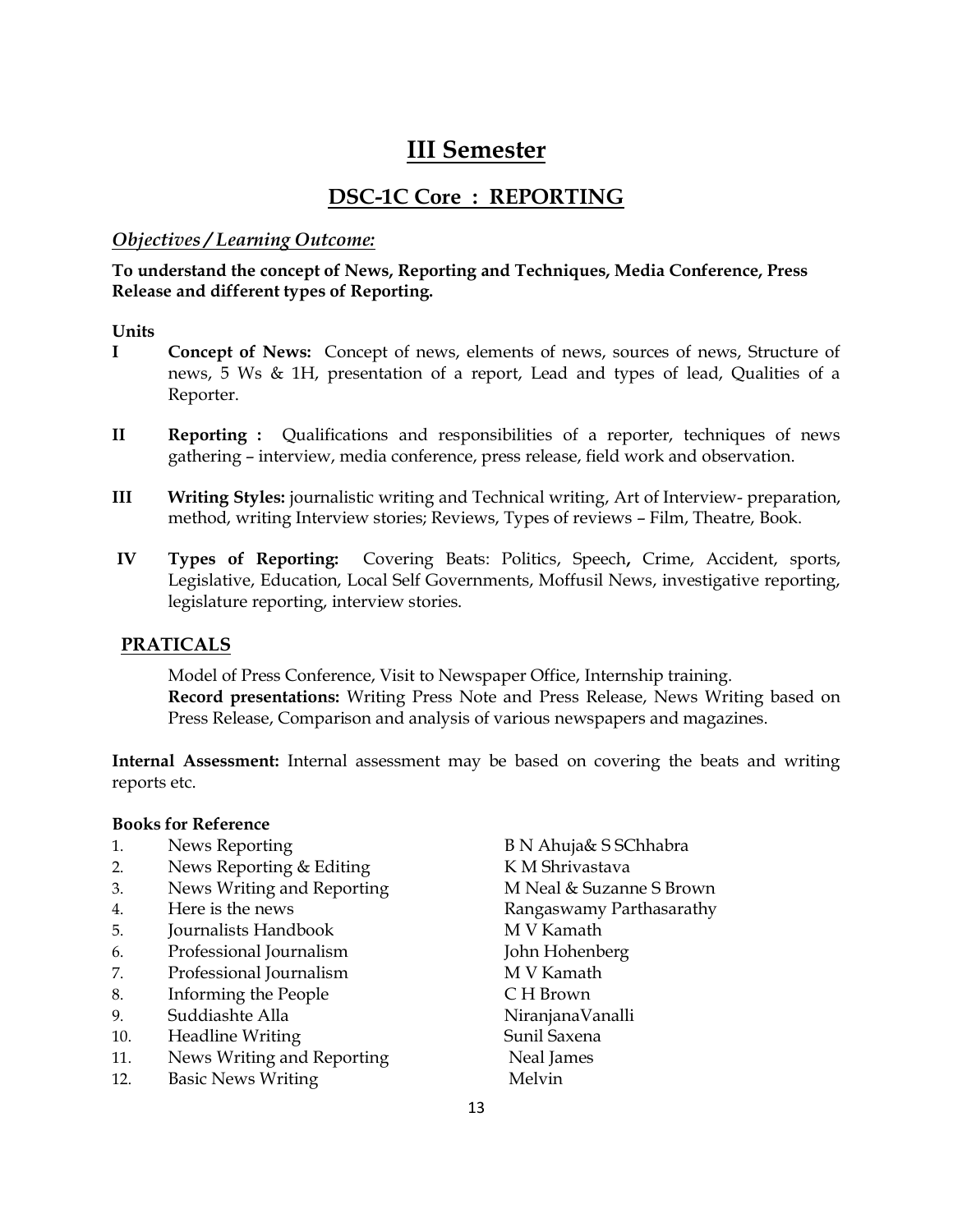# III Semester

## DSC-1C Core : REPORTING

### *Objectives / Learning Outcome:*

**To understand the concept of News, Reporting and Techniques, Media Conference, Press Release and different types of Reporting.**

**Units**

**I** **Concept of News:** Concept of news, elements of news, sources of news, Structure of news, 5 Ws & 1H, presentation of a report, Lead and types of lead, Qualities of a Reporter.

**II** **Reporting :** Qualifications and responsibilities of a reporter, techniques of news gathering – interview, media conference, press release, field work and observation.

**III** **Writing Styles:** journalistic writing and Technical writing, Art of Interview- preparation, method, writing Interview stories; Reviews, Types of reviews – Film, Theatre, Book.

**IV** **Types of Reporting:** Covering Beats: Politics, Speech**,** Crime, Accident, sports, Legislative, Education, Local Self Governments, Moffusil News, investigative reporting, legislature reporting, interview stories.

### PRATICALS

Model of Press Conference, Visit to Newspaper Office, Internship training.
**Record presentations:** Writing Press Note and Press Release, News Writing based on Press Release, Comparison and analysis of various newspapers and magazines.

**Internal Assessment:** Internal assessment may be based on covering the beats and writing reports etc.

**Books for Reference**

| No. | Title | Author |
|---|---|---|
| 1. | News Reporting | B N Ahuja& S SChhabra |
| 2. | News Reporting & Editing | K M Shrivastava |
| 3. | News Writing and Reporting | M Neal & Suzanne S Brown |
| 4. | Here is the news | Rangaswamy Parthasarathy |
| 5. | Journalists Handbook | M V Kamath |
| 6. | Professional Journalism | John Hohenberg |
| 7. | Professional Journalism | M V Kamath |
| 8. | Informing the People | C H Brown |
| 9. | Suddiashte Alla | NiranjanaVanalli |
| 10. | Headline Writing | Sunil Saxena |
| 11. | News Writing and Reporting | Neal James |
| 12. | Basic News Writing | Melvin |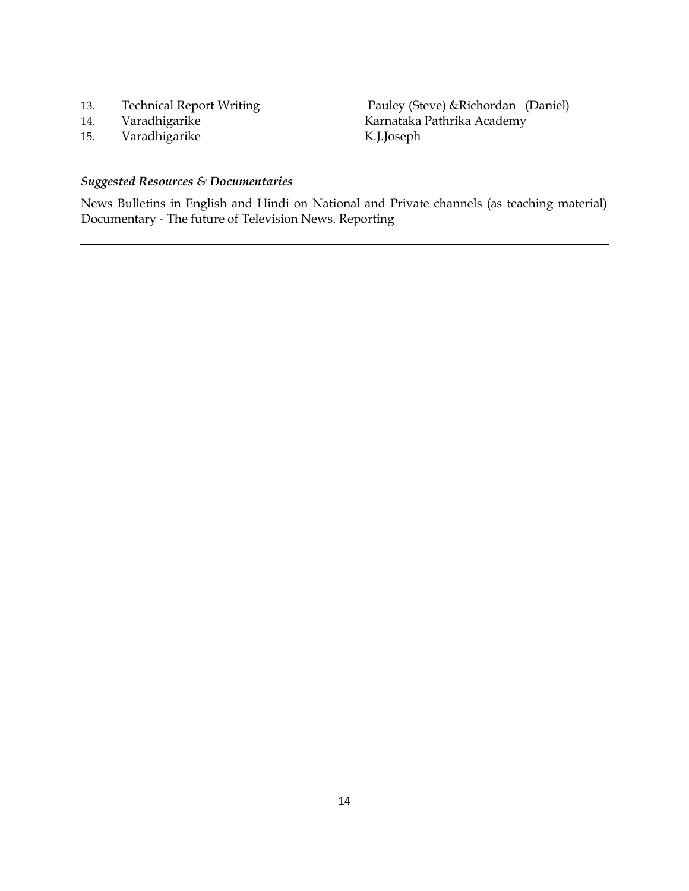| | | |
|---|---|---|
| 13. | Technical Report Writing | Pauley (Steve) &Richordan (Daniel) |
| 14. | Varadhigarike | Karnataka Pathrika Academy |
| 15. | Varadhigarike | K.J.Joseph |

*Suggested Resources & Documentaries*

News Bulletins in English and Hindi on National and Private channels (as teaching material) Documentary - The future of Television News. Reporting

---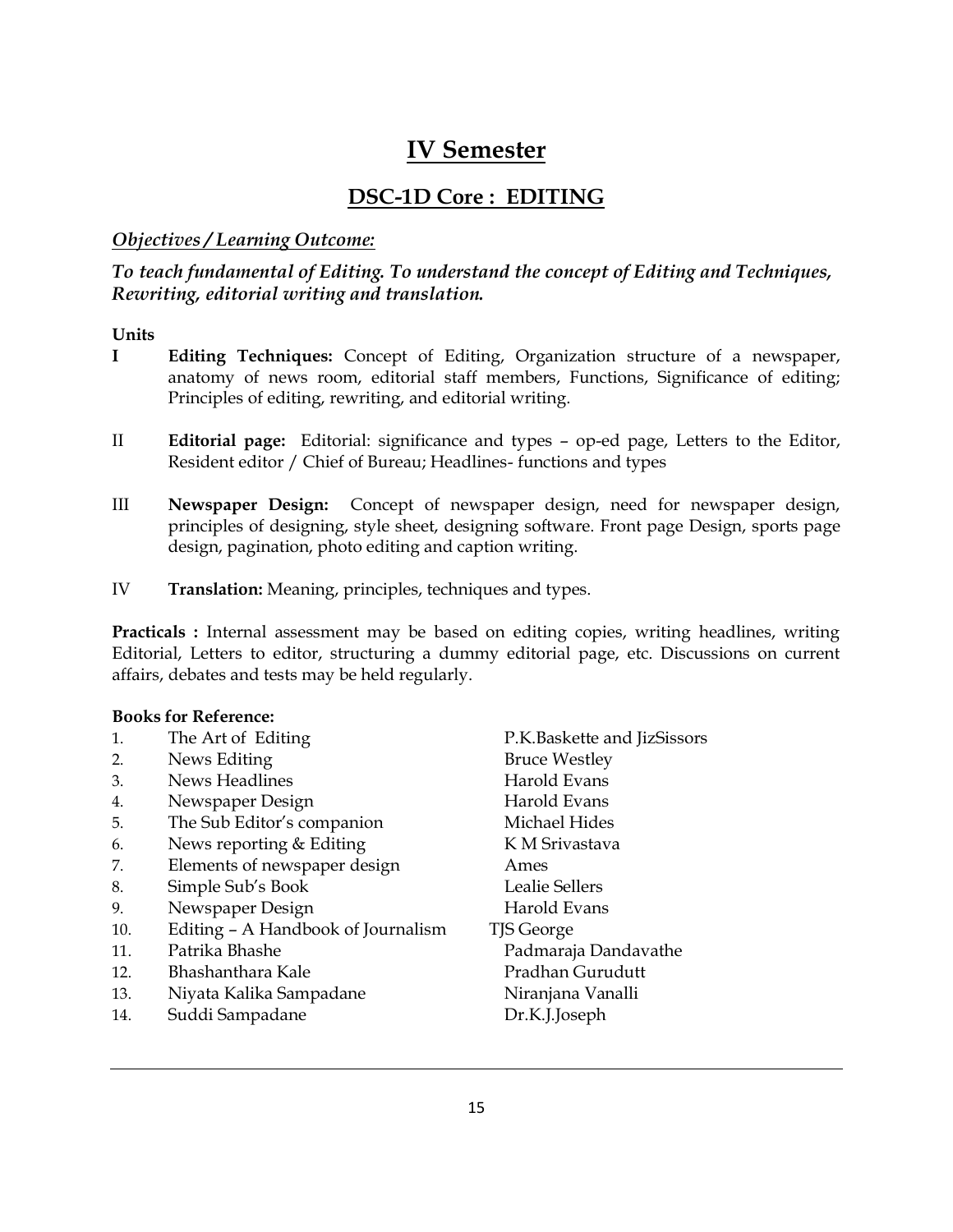# IV Semester

## DSC-1D Core : EDITING

***Objectives / Learning Outcome:***

***To teach fundamental of Editing. To understand the concept of Editing and Techniques, Rewriting, editorial writing and translation.***

**Units**

**I** **Editing Techniques:** Concept of Editing, Organization structure of a newspaper, anatomy of news room, editorial staff members, Functions, Significance of editing; Principles of editing, rewriting, and editorial writing.

II **Editorial page:** Editorial: significance and types – op-ed page, Letters to the Editor, Resident editor / Chief of Bureau; Headlines- functions and types

III **Newspaper Design:** Concept of newspaper design, need for newspaper design, principles of designing, style sheet, designing software. Front page Design, sports page design, pagination, photo editing and caption writing.

IV **Translation:** Meaning, principles, techniques and types.

**Practicals :** Internal assessment may be based on editing copies, writing headlines, writing Editorial, Letters to editor, structuring a dummy editorial page, etc. Discussions on current affairs, debates and tests may be held regularly.

**Books for Reference:**

| No. | Title | Author |
|---|---|---|
| 1. | The Art of Editing | P.K.Baskette and JizSissors |
| 2. | News Editing | Bruce Westley |
| 3. | News Headlines | Harold Evans |
| 4. | Newspaper Design | Harold Evans |
| 5. | The Sub Editor's companion | Michael Hides |
| 6. | News reporting & Editing | K M Srivastava |
| 7. | Elements of newspaper design | Ames |
| 8. | Simple Sub's Book | Lealie Sellers |
| 9. | Newspaper Design | Harold Evans |
| 10. | Editing – A Handbook of Journalism | TJS George |
| 11. | Patrika Bhashe | Padmaraja Dandavathe |
| 12. | Bhashanthara Kale | Pradhan Gurudutt |
| 13. | Niyata Kalika Sampadane | Niranjana Vanalli |
| 14. | Suddi Sampadane | Dr.K.J.Joseph |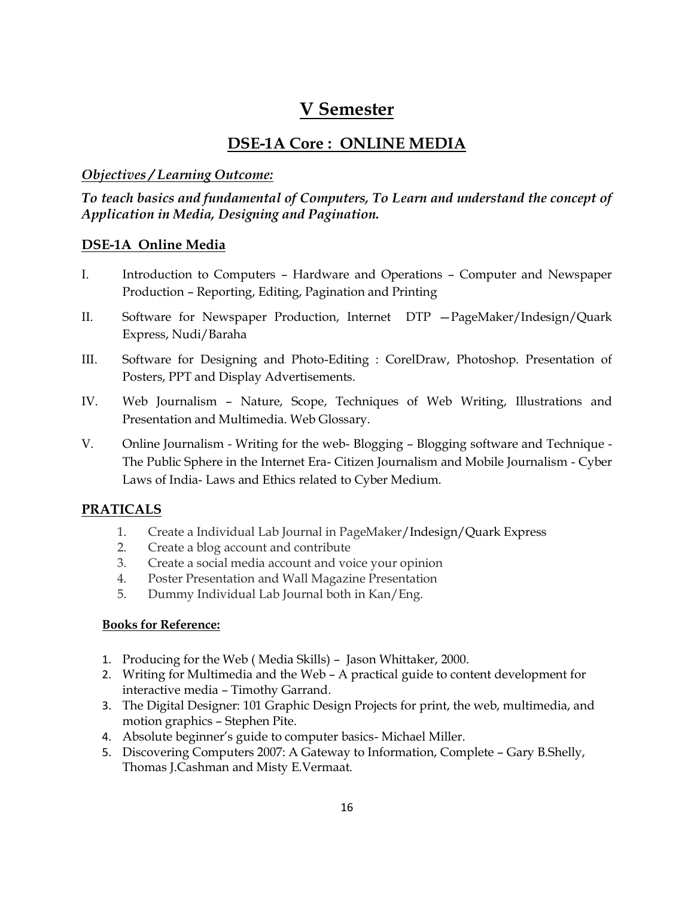# V Semester

## DSE-1A Core : ONLINE MEDIA

***Objectives / Learning Outcome:***

***To teach basics and fundamental of Computers, To Learn and understand the concept of Application in Media, Designing and Pagination.***

### DSE-1A Online Media

I. Introduction to Computers – Hardware and Operations – Computer and Newspaper Production – Reporting, Editing, Pagination and Printing

II. Software for Newspaper Production, Internet DTP —PageMaker/Indesign/Quark Express, Nudi/Baraha

III. Software for Designing and Photo-Editing : CorelDraw, Photoshop. Presentation of Posters, PPT and Display Advertisements.

IV. Web Journalism – Nature, Scope, Techniques of Web Writing, Illustrations and Presentation and Multimedia. Web Glossary.

V. Online Journalism - Writing for the web- Blogging – Blogging software and Technique - The Public Sphere in the Internet Era- Citizen Journalism and Mobile Journalism - Cyber Laws of India- Laws and Ethics related to Cyber Medium.

### PRATICALS

1. Create a Individual Lab Journal in PageMaker/Indesign/Quark Express
2. Create a blog account and contribute
3. Create a social media account and voice your opinion
4. Poster Presentation and Wall Magazine Presentation
5. Dummy Individual Lab Journal both in Kan/Eng.

**Books for Reference:**

1. Producing for the Web ( Media Skills) – Jason Whittaker, 2000.
2. Writing for Multimedia and the Web – A practical guide to content development for interactive media – Timothy Garrand.
3. The Digital Designer: 101 Graphic Design Projects for print, the web, multimedia, and motion graphics – Stephen Pite.
4. Absolute beginner's guide to computer basics- Michael Miller.
5. Discovering Computers 2007: A Gateway to Information, Complete – Gary B.Shelly, Thomas J.Cashman and Misty E.Vermaat.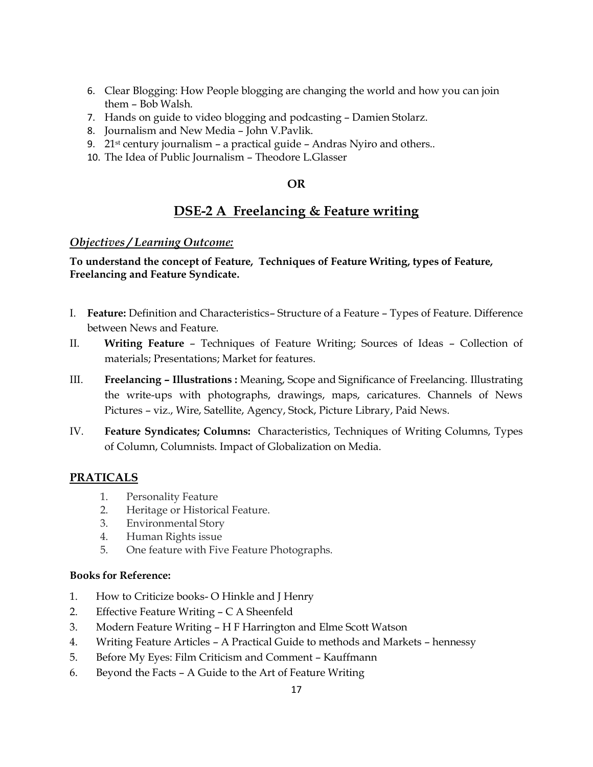6. Clear Blogging: How People blogging are changing the world and how you can join them – Bob Walsh.
7. Hands on guide to video blogging and podcasting – Damien Stolarz.
8. Journalism and New Media – John V.Pavlik.
9. 21st century journalism – a practical guide – Andras Nyiro and others..
10. The Idea of Public Journalism – Theodore L.Glasser

**OR**

## DSE-2 A Freelancing & Feature writing

***Objectives / Learning Outcome:***

**To understand the concept of Feature, Techniques of Feature Writing, types of Feature, Freelancing and Feature Syndicate.**

I. **Feature:** Definition and Characteristics– Structure of a Feature – Types of Feature. Difference between News and Feature.

II. **Writing Feature** – Techniques of Feature Writing; Sources of Ideas – Collection of materials; Presentations; Market for features.

III. **Freelancing – Illustrations :** Meaning, Scope and Significance of Freelancing. Illustrating the write-ups with photographs, drawings, maps, caricatures. Channels of News Pictures – viz., Wire, Satellite, Agency, Stock, Picture Library, Paid News.

IV. **Feature Syndicates; Columns:** Characteristics, Techniques of Writing Columns, Types of Column, Columnists. Impact of Globalization on Media.

### PRATICALS

1. Personality Feature
2. Heritage or Historical Feature.
3. Environmental Story
4. Human Rights issue
5. One feature with Five Feature Photographs.

**Books for Reference:**

1. How to Criticize books- O Hinkle and J Henry
2. Effective Feature Writing – C A Sheenfeld
3. Modern Feature Writing – H F Harrington and Elme Scott Watson
4. Writing Feature Articles – A Practical Guide to methods and Markets – hennessy
5. Before My Eyes: Film Criticism and Comment – Kauffmann
6. Beyond the Facts – A Guide to the Art of Feature Writing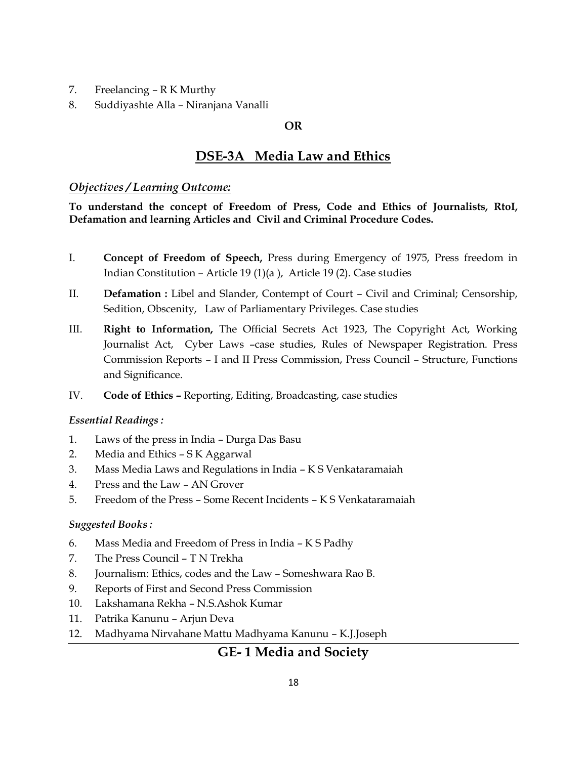7. Freelancing – R K Murthy
8. Suddiyashte Alla – Niranjana Vanalli

**OR**

## DSE-3A Media Law and Ethics

***Objectives / Learning Outcome:***

**To understand the concept of Freedom of Press, Code and Ethics of Journalists, RtoI, Defamation and learning Articles and Civil and Criminal Procedure Codes.**

I. **Concept of Freedom of Speech,** Press during Emergency of 1975, Press freedom in Indian Constitution – Article 19 (1)(a ), Article 19 (2). Case studies

II. **Defamation :** Libel and Slander, Contempt of Court – Civil and Criminal; Censorship, Sedition, Obscenity, Law of Parliamentary Privileges. Case studies

III. **Right to Information,** The Official Secrets Act 1923, The Copyright Act, Working Journalist Act, Cyber Laws –case studies, Rules of Newspaper Registration. Press Commission Reports – I and II Press Commission, Press Council – Structure, Functions and Significance.

IV. **Code of Ethics –** Reporting, Editing, Broadcasting, case studies

*Essential Readings :*

1. Laws of the press in India – Durga Das Basu
2. Media and Ethics – S K Aggarwal
3. Mass Media Laws and Regulations in India – K S Venkataramaiah
4. Press and the Law – AN Grover
5. Freedom of the Press – Some Recent Incidents – K S Venkataramaiah

*Suggested Books :*

6. Mass Media and Freedom of Press in India – K S Padhy
7. The Press Council – T N Trekha
8. Journalism: Ethics, codes and the Law – Someshwara Rao B.
9. Reports of First and Second Press Commission
10. Lakshamana Rekha – N.S.Ashok Kumar
11. Patrika Kanunu – Arjun Deva
12. Madhyama Nirvahane Mattu Madhyama Kanunu – K.J.Joseph

---

## GE- 1 Media and Society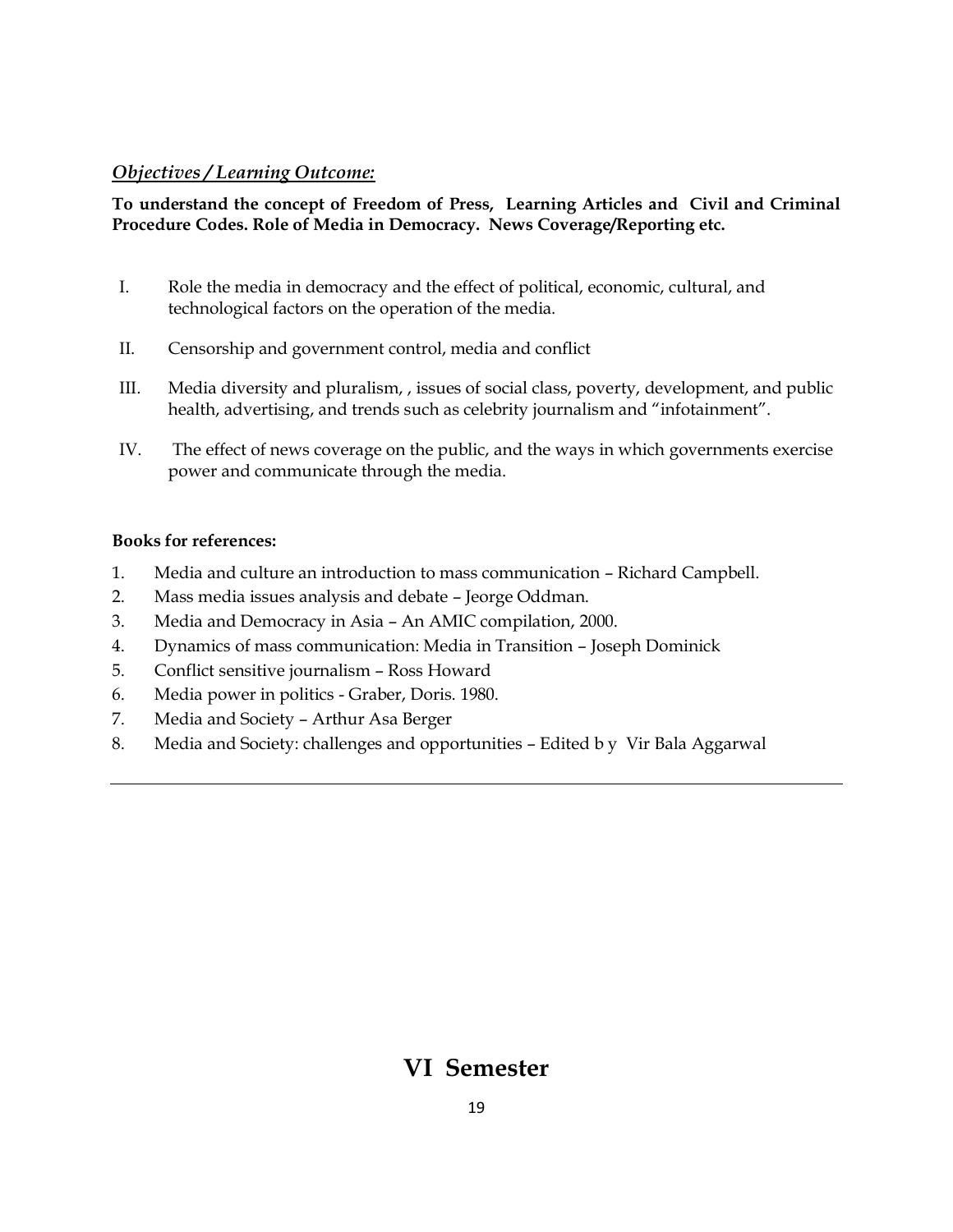***Objectives / Learning Outcome:***

**To understand the concept of Freedom of Press, Learning Articles and Civil and Criminal Procedure Codes. Role of Media in Democracy. News Coverage/Reporting etc.**

I. Role the media in democracy and the effect of political, economic, cultural, and technological factors on the operation of the media.

II. Censorship and government control, media and conflict

III. Media diversity and pluralism, , issues of social class, poverty, development, and public health, advertising, and trends such as celebrity journalism and "infotainment".

IV. The effect of news coverage on the public, and the ways in which governments exercise power and communicate through the media.

**Books for references:**

1. Media and culture an introduction to mass communication – Richard Campbell.
2. Mass media issues analysis and debate – Jeorge Oddman.
3. Media and Democracy in Asia – An AMIC compilation, 2000.
4. Dynamics of mass communication: Media in Transition – Joseph Dominick
5. Conflict sensitive journalism – Ross Howard
6. Media power in politics - Graber, Doris. 1980.
7. Media and Society – Arthur Asa Berger
8. Media and Society: challenges and opportunities – Edited b y Vir Bala Aggarwal

---

# VI Semester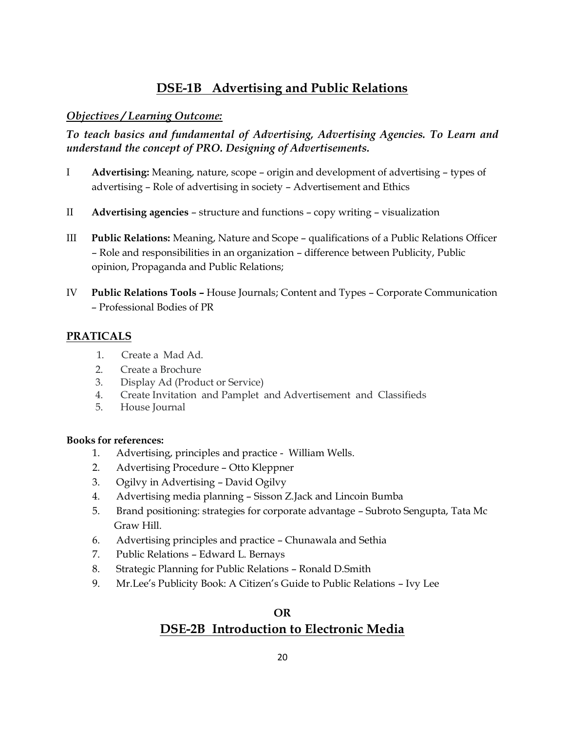## DSE-1B Advertising and Public Relations

***Objectives / Learning Outcome:***

***To teach basics and fundamental of Advertising, Advertising Agencies. To Learn and understand the concept of PRO. Designing of Advertisements.***

I **Advertising:** Meaning, nature, scope – origin and development of advertising – types of advertising – Role of advertising in society – Advertisement and Ethics

II **Advertising agencies** – structure and functions – copy writing – visualization

III **Public Relations:** Meaning, Nature and Scope – qualifications of a Public Relations Officer – Role and responsibilities in an organization – difference between Publicity, Public opinion, Propaganda and Public Relations;

IV **Public Relations Tools –** House Journals; Content and Types – Corporate Communication – Professional Bodies of PR

### PRATICALS

1. Create a Mad Ad.
2. Create a Brochure
3. Display Ad (Product or Service)
4. Create Invitation and Pamplet and Advertisement and Classifieds
5. House Journal

**Books for references:**

1. Advertising, principles and practice - William Wells.
2. Advertising Procedure – Otto Kleppner
3. Ogilvy in Advertising – David Ogilvy
4. Advertising media planning – Sisson Z.Jack and Lincoin Bumba
5. Brand positioning: strategies for corporate advantage – Subroto Sengupta, Tata Mc Graw Hill.
6. Advertising principles and practice – Chunawala and Sethia
7. Public Relations – Edward L. Bernays
8. Strategic Planning for Public Relations – Ronald D.Smith
9. Mr.Lee's Publicity Book: A Citizen's Guide to Public Relations – Ivy Lee

**OR**

## DSE-2B Introduction to Electronic Media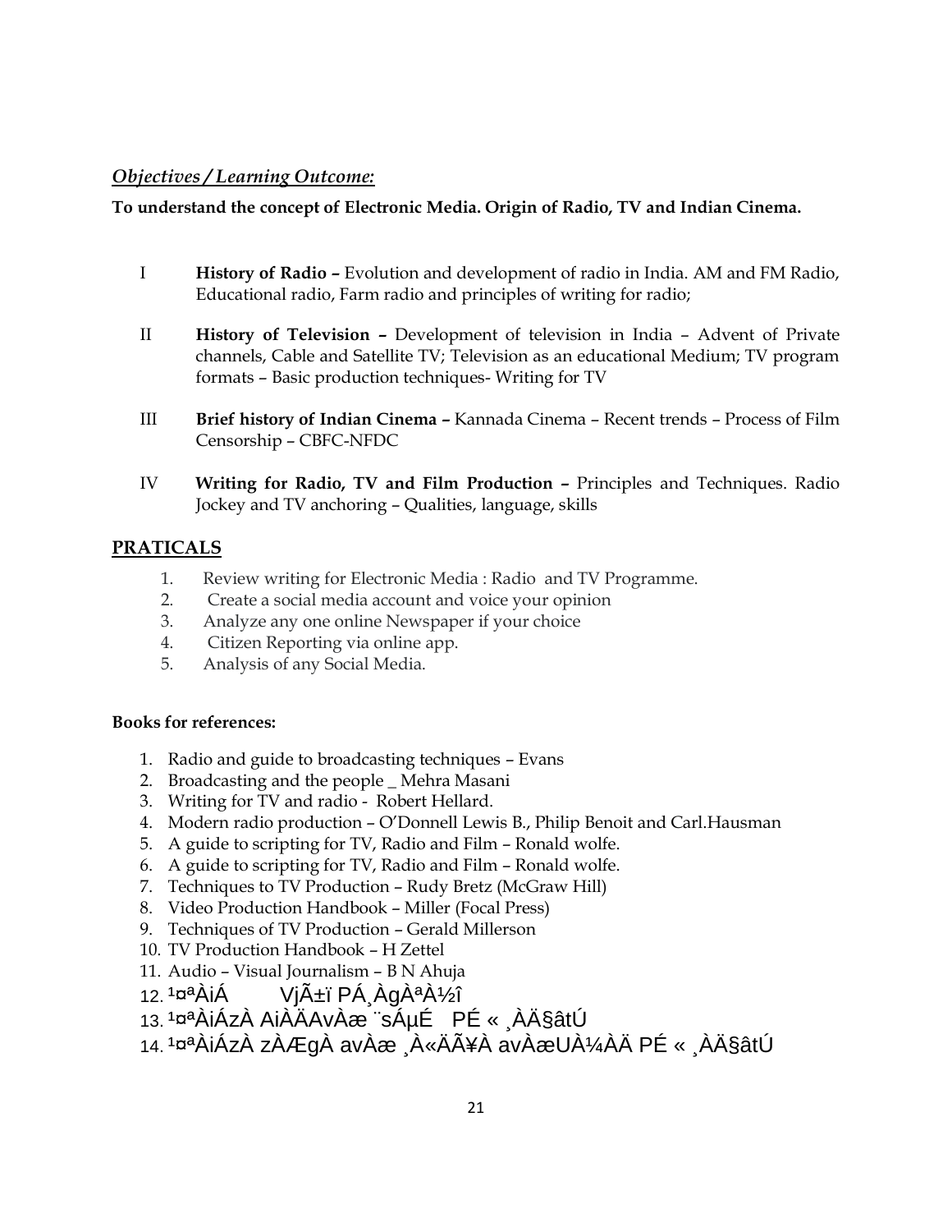*Objectives / Learning Outcome:*

**To understand the concept of Electronic Media. Origin of Radio, TV and Indian Cinema.**

I **History of Radio –** Evolution and development of radio in India. AM and FM Radio, Educational radio, Farm radio and principles of writing for radio;

II **History of Television –** Development of television in India – Advent of Private channels, Cable and Satellite TV; Television as an educational Medium; TV program formats – Basic production techniques- Writing for TV

III **Brief history of Indian Cinema –** Kannada Cinema – Recent trends – Process of Film Censorship – CBFC-NFDC

IV **Writing for Radio, TV and Film Production –** Principles and Techniques. Radio Jockey and TV anchoring – Qualities, language, skills

## PRATICALS

1. Review writing for Electronic Media : Radio and TV Programme.
2. Create a social media account and voice your opinion
3. Analyze any one online Newspaper if your choice
4. Citizen Reporting via online app.
5. Analysis of any Social Media.

**Books for references:**

1. Radio and guide to broadcasting techniques – Evans
2. Broadcasting and the people _ Mehra Masani
3. Writing for TV and radio - Robert Hellard.
4. Modern radio production – O'Donnell Lewis B., Philip Benoit and Carl.Hausman
5. A guide to scripting for TV, Radio and Film – Ronald wolfe.
6. A guide to scripting for TV, Radio and Film – Ronald wolfe.
7. Techniques to TV Production – Rudy Bretz (McGraw Hill)
8. Video Production Handbook – Miller (Focal Press)
9. Techniques of TV Production – Gerald Millerson
10. TV Production Handbook – H Zettel
11. Audio – Visual Journalism – B N Ahuja
12. ¹¤ªÀiÁ VjÃ±ï PÁ¸ÀgÀªÀ½î
13. ¹¤ªÀiÁzÀ AiÀÄAvÀæ ¨sÁµÉ PÉ « ¸ÀÄ§âtÚ
14. ¹¤ªÀiÁzÀ zÀÆgÀ avÀæ ¸À«ÄÃ¥À avÀæUÀ¼ÀÄ PÉ « ¸ÀÄ§âtÚ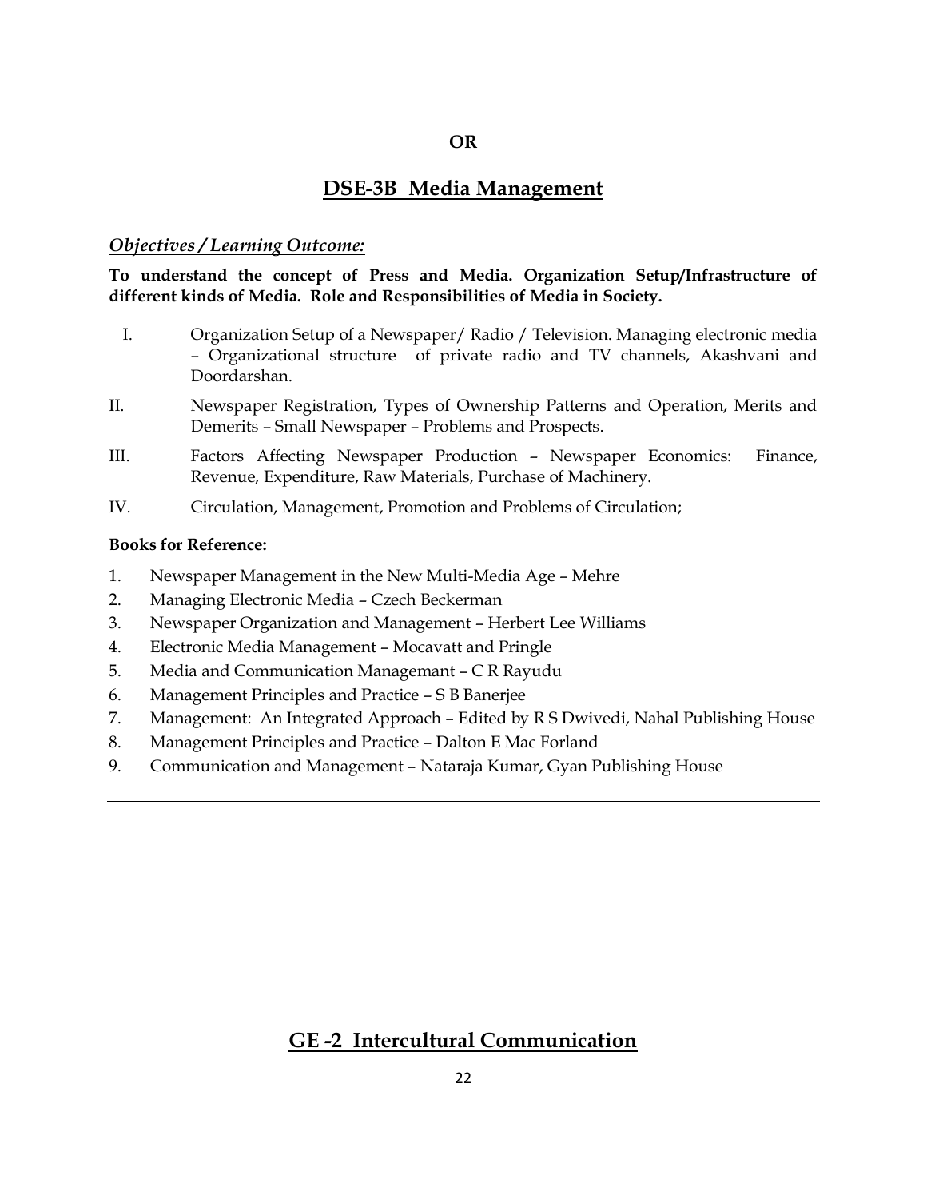**OR**

## DSE-3B Media Management

***Objectives / Learning Outcome:***

**To understand the concept of Press and Media. Organization Setup/Infrastructure of different kinds of Media. Role and Responsibilities of Media in Society.**

I. Organization Setup of a Newspaper/ Radio / Television. Managing electronic media – Organizational structure of private radio and TV channels, Akashvani and Doordarshan.

II. Newspaper Registration, Types of Ownership Patterns and Operation, Merits and Demerits – Small Newspaper – Problems and Prospects.

III. Factors Affecting Newspaper Production – Newspaper Economics: Finance, Revenue, Expenditure, Raw Materials, Purchase of Machinery.

IV. Circulation, Management, Promotion and Problems of Circulation;

**Books for Reference:**

1. Newspaper Management in the New Multi-Media Age – Mehre
2. Managing Electronic Media – Czech Beckerman
3. Newspaper Organization and Management – Herbert Lee Williams
4. Electronic Media Management – Mocavatt and Pringle
5. Media and Communication Managemant – C R Rayudu
6. Management Principles and Practice – S B Banerjee
7. Management: An Integrated Approach – Edited by R S Dwivedi, Nahal Publishing House
8. Management Principles and Practice – Dalton E Mac Forland
9. Communication and Management – Nataraja Kumar, Gyan Publishing House

---

## GE -2 Intercultural Communication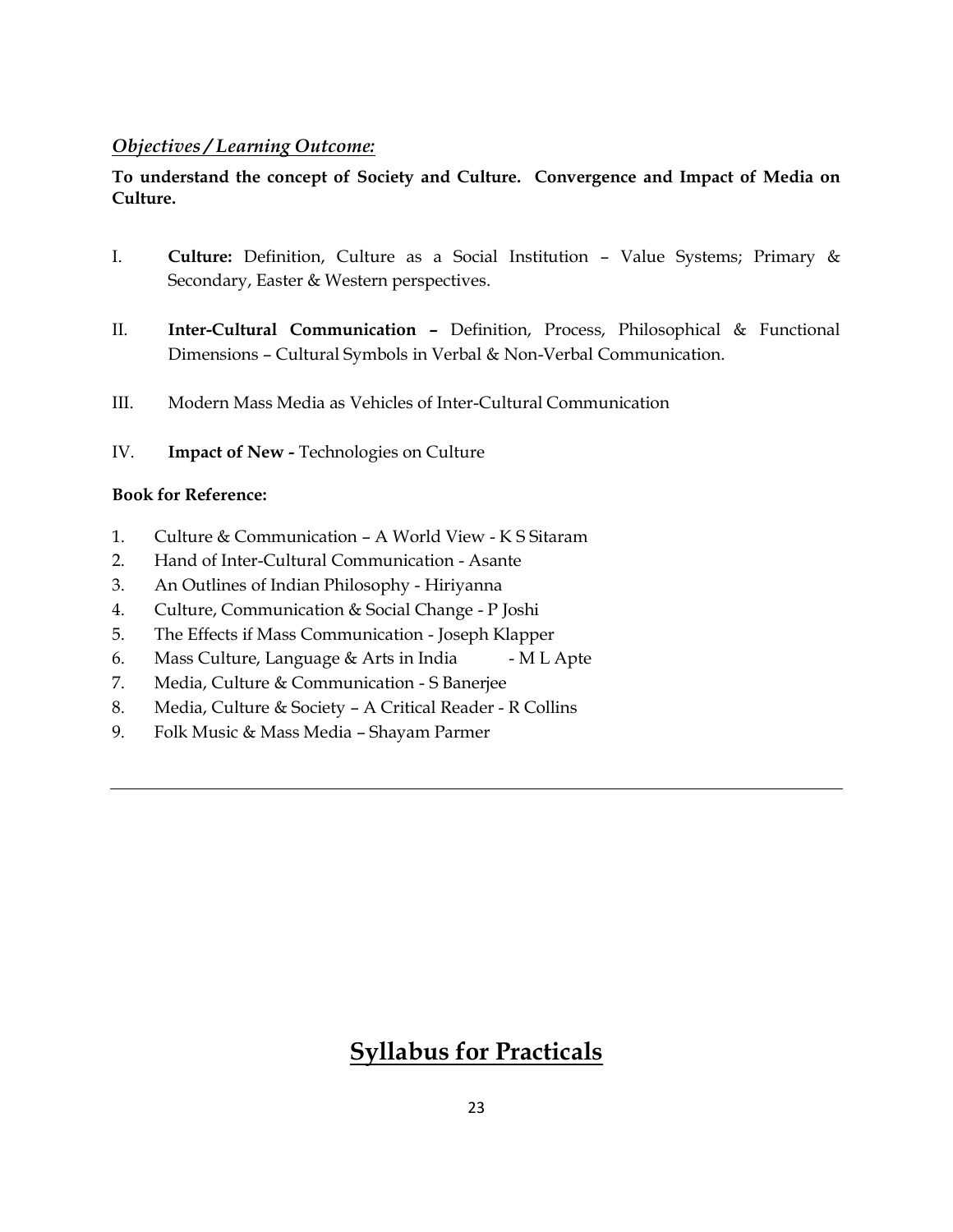*<u>Objectives / Learning Outcome:</u>*

**To understand the concept of Society and Culture. Convergence and Impact of Media on Culture.**

I. **Culture:** Definition, Culture as a Social Institution – Value Systems; Primary & Secondary, Easter & Western perspectives.

II. **Inter-Cultural Communication –** Definition, Process, Philosophical & Functional Dimensions – Cultural Symbols in Verbal & Non-Verbal Communication.

III. Modern Mass Media as Vehicles of Inter-Cultural Communication

IV. **Impact of New -** Technologies on Culture

**Book for Reference:**

1. Culture & Communication – A World View - K S Sitaram
2. Hand of Inter-Cultural Communication - Asante
3. An Outlines of Indian Philosophy - Hiriyanna
4. Culture, Communication & Social Change - P Joshi
5. The Effects if Mass Communication - Joseph Klapper
6. Mass Culture, Language & Arts in India - M L Apte
7. Media, Culture & Communication - S Banerjee
8. Media, Culture & Society – A Critical Reader - R Collins
9. Folk Music & Mass Media – Shayam Parmer

---

## <u>Syllabus for Practicals</u>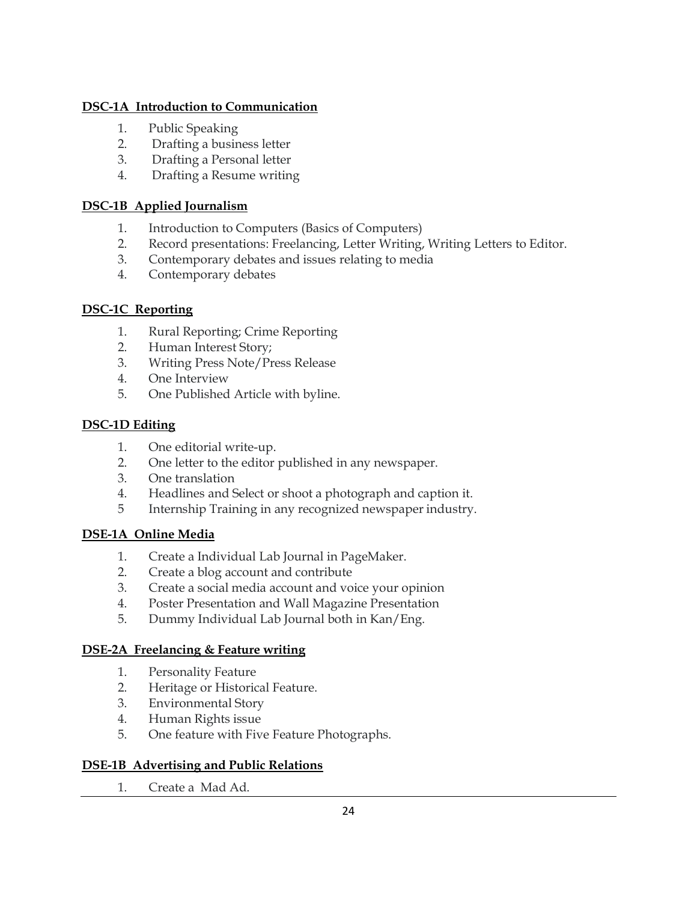**DSC-1A Introduction to Communication**

1. Public Speaking
2. Drafting a business letter
3. Drafting a Personal letter
4. Drafting a Resume writing

**DSC-1B Applied Journalism**

1. Introduction to Computers (Basics of Computers)
2. Record presentations: Freelancing, Letter Writing, Writing Letters to Editor.
3. Contemporary debates and issues relating to media
4. Contemporary debates

**DSC-1C Reporting**

1. Rural Reporting; Crime Reporting
2. Human Interest Story;
3. Writing Press Note/Press Release
4. One Interview
5. One Published Article with byline.

**DSC-1D Editing**

1. One editorial write-up.
2. One letter to the editor published in any newspaper.
3. One translation
4. Headlines and Select or shoot a photograph and caption it.
5. Internship Training in any recognized newspaper industry.

**DSE-1A Online Media**

1. Create a Individual Lab Journal in PageMaker.
2. Create a blog account and contribute
3. Create a social media account and voice your opinion
4. Poster Presentation and Wall Magazine Presentation
5. Dummy Individual Lab Journal both in Kan/Eng.

**DSE-2A Freelancing & Feature writing**

1. Personality Feature
2. Heritage or Historical Feature.
3. Environmental Story
4. Human Rights issue
5. One feature with Five Feature Photographs.

**DSE-1B Advertising and Public Relations**

1. Create a Mad Ad.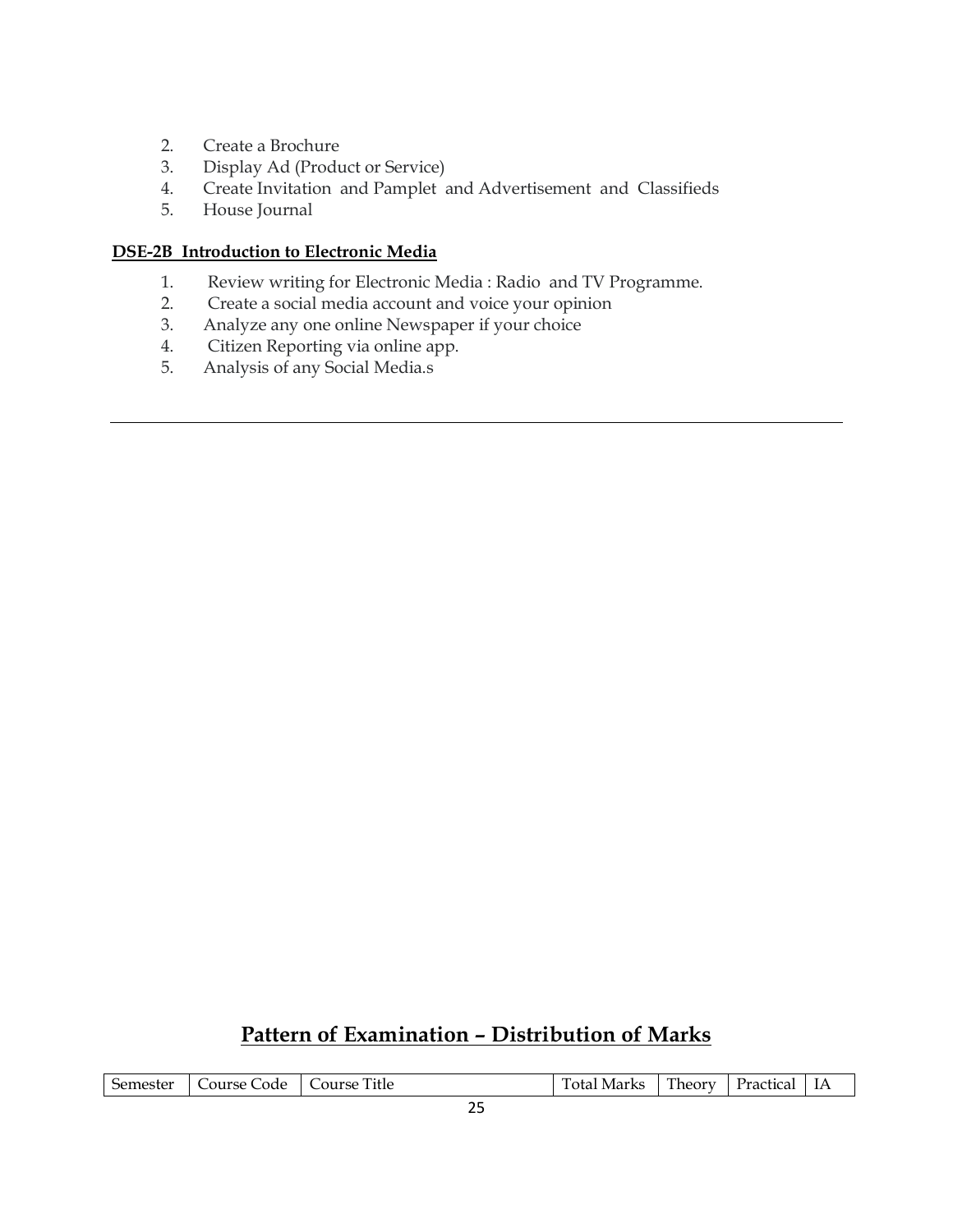2. Create a Brochure
3. Display Ad (Product or Service)
4. Create Invitation and Pamplet and Advertisement and Classifieds
5. House Journal

**DSE-2B Introduction to Electronic Media**

1. Review writing for Electronic Media : Radio and TV Programme.
2. Create a social media account and voice your opinion
3. Analyze any one online Newspaper if your choice
4. Citizen Reporting via online app.
5. Analysis of any Social Media.s

---

## Pattern of Examination – Distribution of Marks

| Semester | Course Code | Course Title | Total Marks | Theory | Practical | IA |
|---|---|---|---|---|---|---|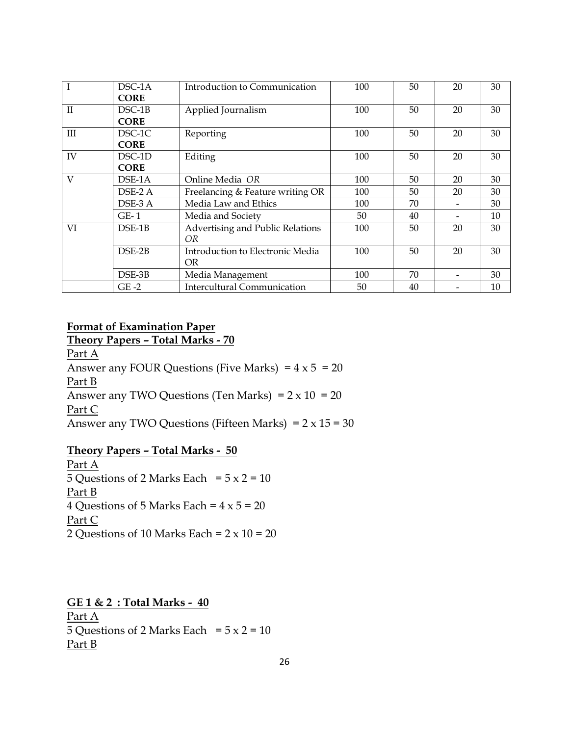| | | | | | | |
|---|---|---|---|---|---|---|
| I | DSC-1A **CORE** | Introduction to Communication | 100 | 50 | 20 | 30 |
| II | DSC-1B **CORE** | Applied Journalism | 100 | 50 | 20 | 30 |
| III | DSC-1C **CORE** | Reporting | 100 | 50 | 20 | 30 |
| IV | DSC-1D **CORE** | Editing | 100 | 50 | 20 | 30 |
| V | DSE-1A | Online Media *OR* | 100 | 50 | 20 | 30 |
| | DSE-2 A | Freelancing & Feature writing OR | 100 | 50 | 20 | 30 |
| | DSE-3 A | Media Law and Ethics | 100 | 70 | - | 30 |
| | GE- 1 | Media and Society | 50 | 40 | - | 10 |
| VI | DSE-1B | Advertising and Public Relations *OR* | 100 | 50 | 20 | 30 |
| | DSE-2B | Introduction to Electronic Media OR | 100 | 50 | 20 | 30 |
| | DSE-3B | Media Management | 100 | 70 | - | 30 |
| | GE -2 | Intercultural Communication | 50 | 40 | - | 10 |

**Format of Examination Paper**

**Theory Papers – Total Marks - 70**

Part A

Answer any FOUR Questions (Five Marks) = 4 x 5 = 20

Part B

Answer any TWO Questions (Ten Marks) = 2 x 10 = 20

Part C

Answer any TWO Questions (Fifteen Marks) = 2 x 15 = 30

**Theory Papers – Total Marks - 50**

Part A

5 Questions of 2 Marks Each = 5 x 2 = 10

Part B

4 Questions of 5 Marks Each = 4 x 5 = 20

Part C

2 Questions of 10 Marks Each = 2 x 10 = 20

**GE 1 & 2 : Total Marks - 40**

Part A

5 Questions of 2 Marks Each = 5 x 2 = 10

Part B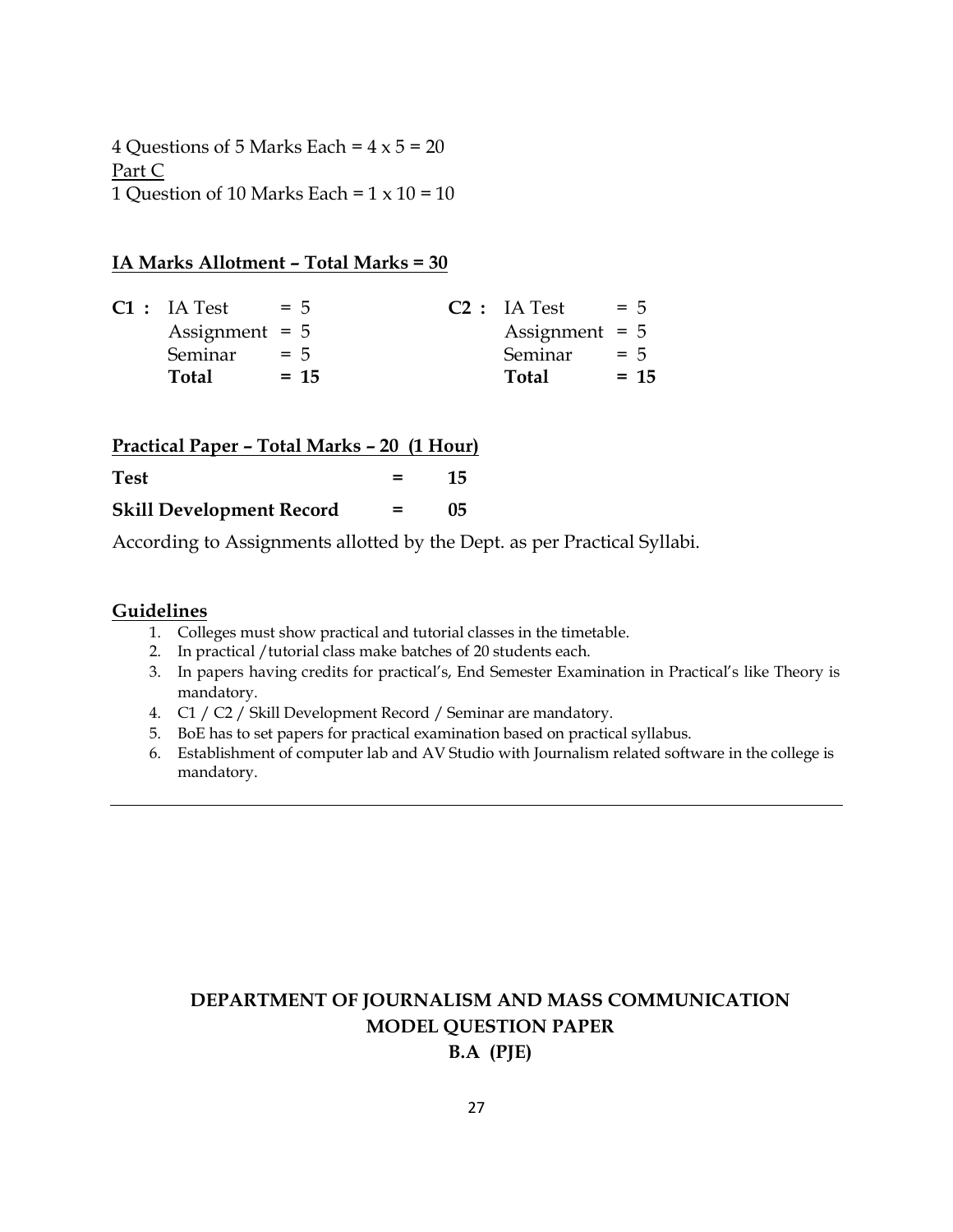4 Questions of 5 Marks Each = 4 x 5 = 20

<u>Part C</u>

1 Question of 10 Marks Each = 1 x 10 = 10

**<u>IA Marks Allotment – Total Marks = 30</u>**

| | | | | | |
|---|---|---|---|---|---|
| **C1 :** | IA Test | = 5 | **C2 :** | IA Test | = 5 |
| | Assignment | = 5 | | Assignment | = 5 |
| | Seminar | = 5 | | Seminar | = 5 |
| | **Total** | **= 15** | | **Total** | **= 15** |

**<u>Practical Paper – Total Marks – 20 (1 Hour)</u>**

| | | |
|---|---|---|
| **Test** | **=** | **15** |
| **Skill Development Record** | **=** | **05** |

According to Assignments allotted by the Dept. as per Practical Syllabi.

**<u>Guidelines</u>**

1. Colleges must show practical and tutorial classes in the timetable.
2. In practical /tutorial class make batches of 20 students each.
3. In papers having credits for practical's, End Semester Examination in Practical's like Theory is mandatory.
4. C1 / C2 / Skill Development Record / Seminar are mandatory.
5. BoE has to set papers for practical examination based on practical syllabus.
6. Establishment of computer lab and AV Studio with Journalism related software in the college is mandatory.

---

**DEPARTMENT OF JOURNALISM AND MASS COMMUNICATION**

**MODEL QUESTION PAPER**

**B.A (PJE)**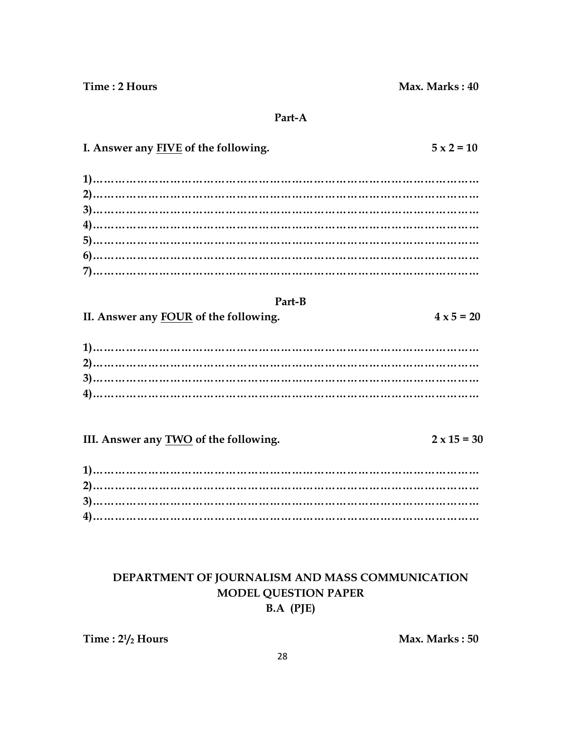**Time : 2 Hours** **Max. Marks : 40**

## Part-A

**I. Answer any FIVE of the following.** **5 x 2 = 10**

1)……………………………………………………………………………………………
2)……………………………………………………………………………………………
3)……………………………………………………………………………………………
4)……………………………………………………………………………………………
5)……………………………………………………………………………………………
6)……………………………………………………………………………………………
7)……………………………………………………………………………………………

## Part-B

**II. Answer any FOUR of the following.** **4 x 5 = 20**

1)……………………………………………………………………………………………
2)……………………………………………………………………………………………
3)……………………………………………………………………………………………
4)……………………………………………………………………………………………

**III. Answer any TWO of the following.** **2 x 15 = 30**

1)……………………………………………………………………………………………
2)……………………………………………………………………………………………
3)……………………………………………………………………………………………
4)……………………………………………………………………………………………

## DEPARTMENT OF JOURNALISM AND MASS COMMUNICATION
## MODEL QUESTION PAPER
## B.A (PJE)

**Time : 2½ Hours** **Max. Marks : 50**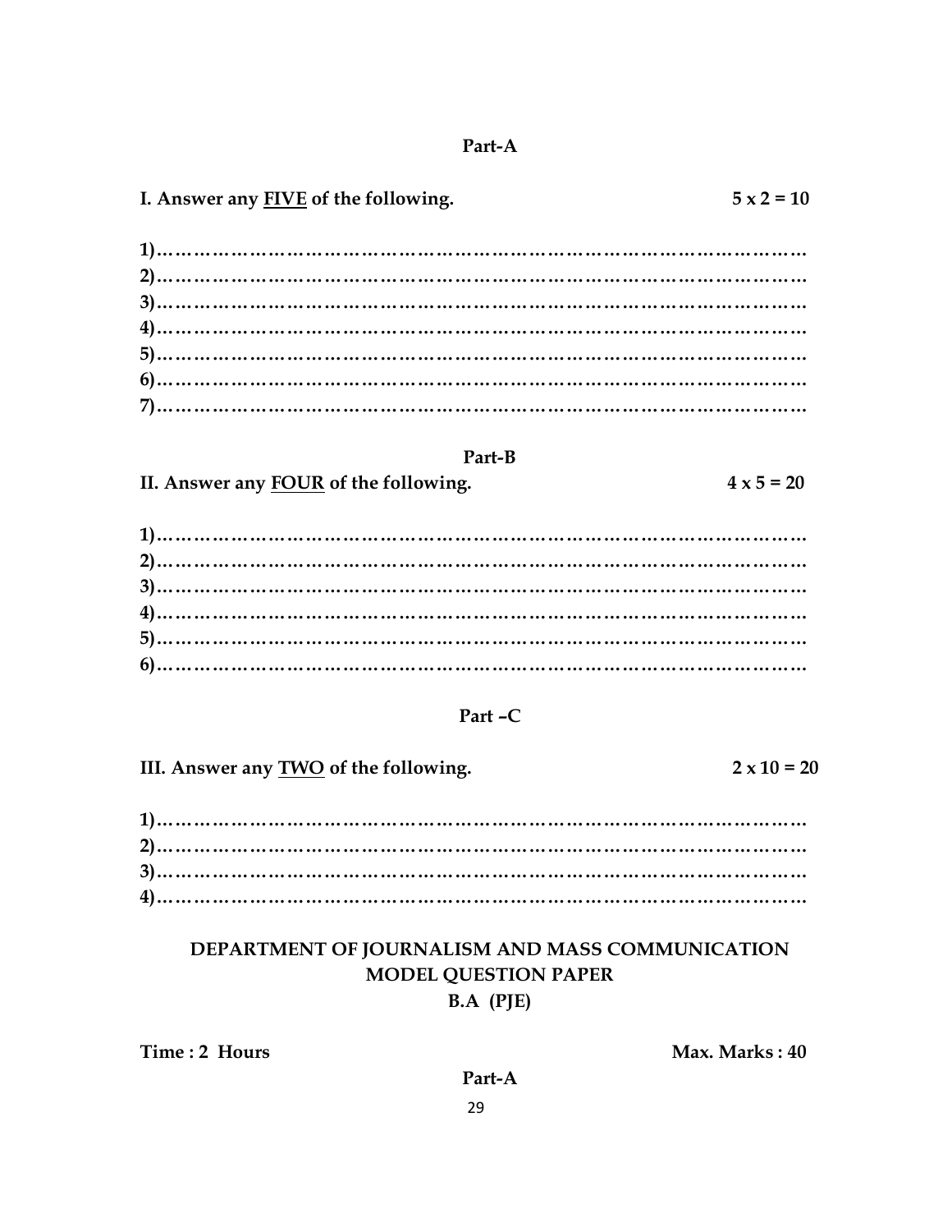## Part-A

**I. Answer any <u>FIVE</u> of the following. 5 x 2 = 10**

1)………………………………………………………………………………………
2)………………………………………………………………………………………
3)………………………………………………………………………………………
4)………………………………………………………………………………………
5)………………………………………………………………………………………
6)………………………………………………………………………………………
7)………………………………………………………………………………………

## Part-B

**II. Answer any <u>FOUR</u> of the following. 4 x 5 = 20**

1)………………………………………………………………………………………
2)………………………………………………………………………………………
3)………………………………………………………………………………………
4)………………………………………………………………………………………
5)………………………………………………………………………………………
6)………………………………………………………………………………………

## Part –C

**III. Answer any <u>TWO</u> of the following. 2 x 10 = 20**

1)………………………………………………………………………………………
2)………………………………………………………………………………………
3)………………………………………………………………………………………
4)………………………………………………………………………………………

# DEPARTMENT OF JOURNALISM AND MASS COMMUNICATION
## MODEL QUESTION PAPER
## B.A (PJE)

**Time : 2 Hours** **Max. Marks : 40**

## Part-A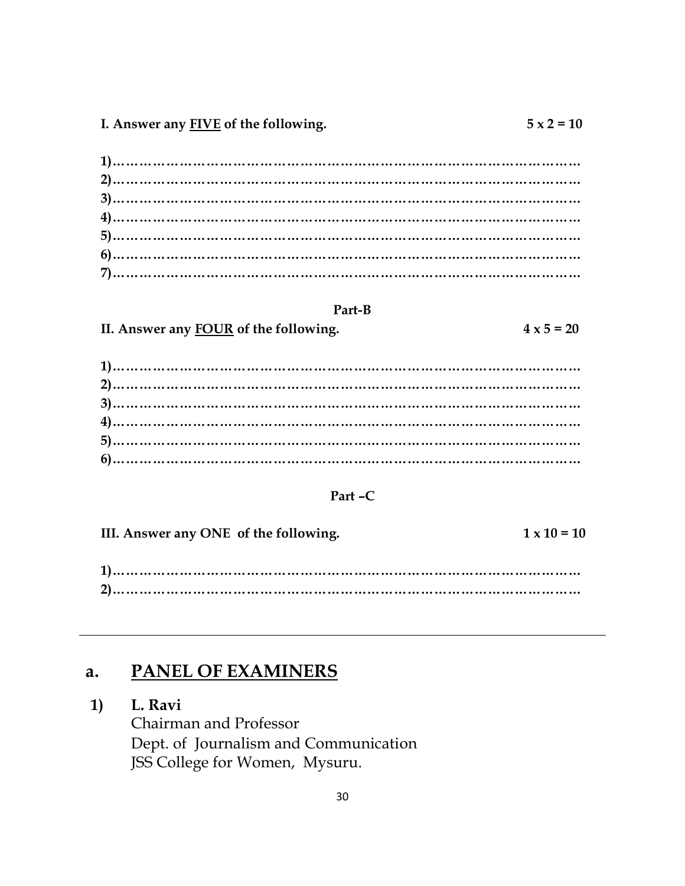**I. Answer any <u>FIVE</u> of the following.** **5 x 2 = 10**

**1)…………………………………………………………………………………………**
**2)…………………………………………………………………………………………**
**3)…………………………………………………………………………………………**
**4)…………………………………………………………………………………………**
**5)…………………………………………………………………………………………**
**6)…………………………………………………………………………………………**
**7)…………………………………………………………………………………………**

**Part-B**

**II. Answer any <u>FOUR</u> of the following.** **4 x 5 = 20**

**1)…………………………………………………………………………………………**
**2)…………………………………………………………………………………………**
**3)…………………………………………………………………………………………**
**4)…………………………………………………………………………………………**
**5)…………………………………………………………………………………………**
**6)…………………………………………………………………………………………**

**Part –C**

**III. Answer any ONE of the following.** **1 x 10 = 10**

**1)…………………………………………………………………………………………**
**2)…………………………………………………………………………………………**

---

## a. PANEL OF EXAMINERS

**1) L. Ravi**
Chairman and Professor
Dept. of Journalism and Communication
JSS College for Women, Mysuru.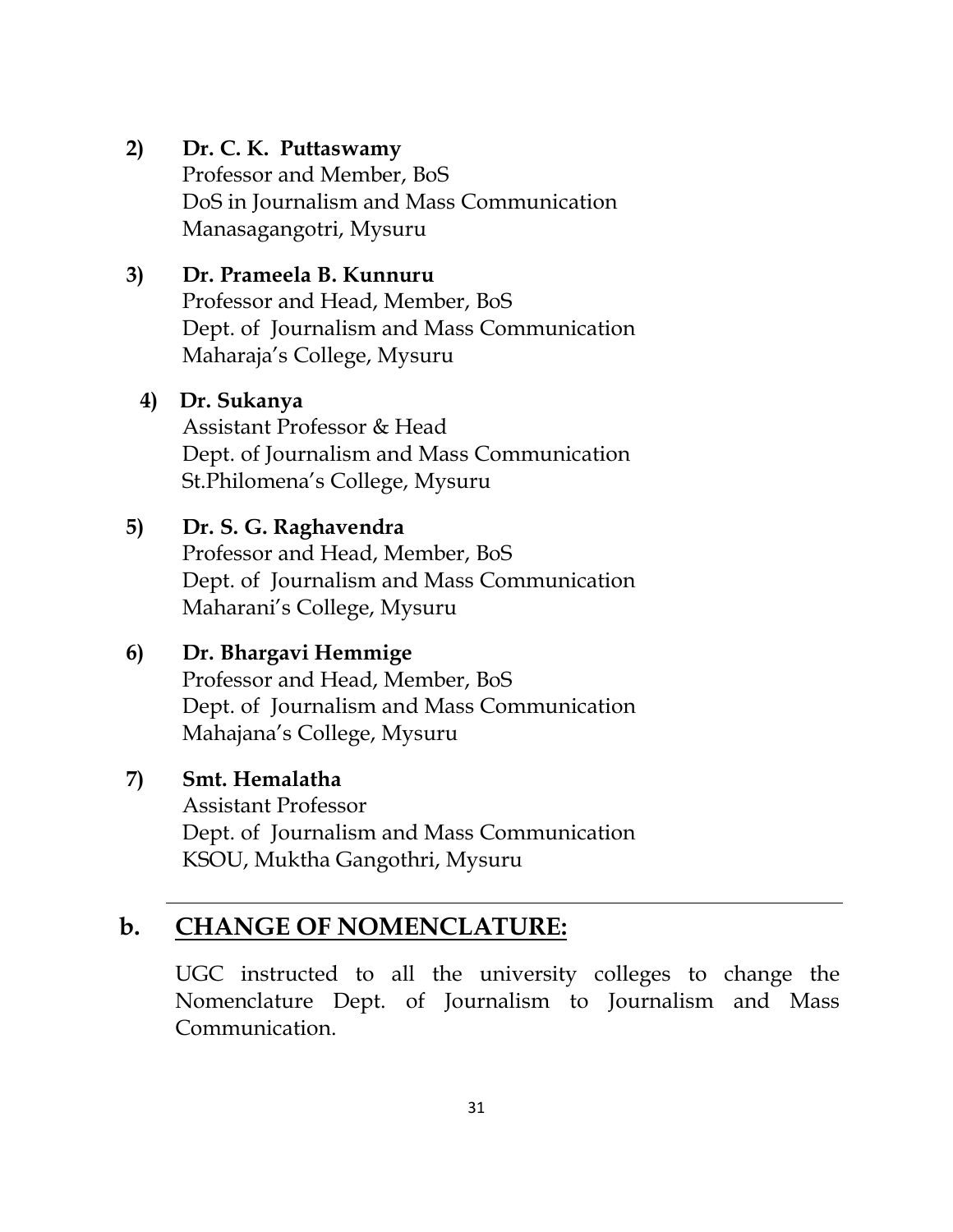2) **Dr. C. K. Puttaswamy**
   Professor and Member, BoS
   DoS in Journalism and Mass Communication
   Manasagangotri, Mysuru

3) **Dr. Prameela B. Kunnuru**
   Professor and Head, Member, BoS
   Dept. of Journalism and Mass Communication
   Maharaja's College, Mysuru

4) **Dr. Sukanya**
   Assistant Professor & Head
   Dept. of Journalism and Mass Communication
   St.Philomena's College, Mysuru

5) **Dr. S. G. Raghavendra**
   Professor and Head, Member, BoS
   Dept. of Journalism and Mass Communication
   Maharani's College, Mysuru

6) **Dr. Bhargavi Hemmige**
   Professor and Head, Member, BoS
   Dept. of Journalism and Mass Communication
   Mahajana's College, Mysuru

7) **Smt. Hemalatha**
   Assistant Professor
   Dept. of Journalism and Mass Communication
   KSOU, Muktha Gangothri, Mysuru

---

## b. <u>CHANGE OF NOMENCLATURE:</u>

UGC instructed to all the university colleges to change the Nomenclature Dept. of Journalism to Journalism and Mass Communication.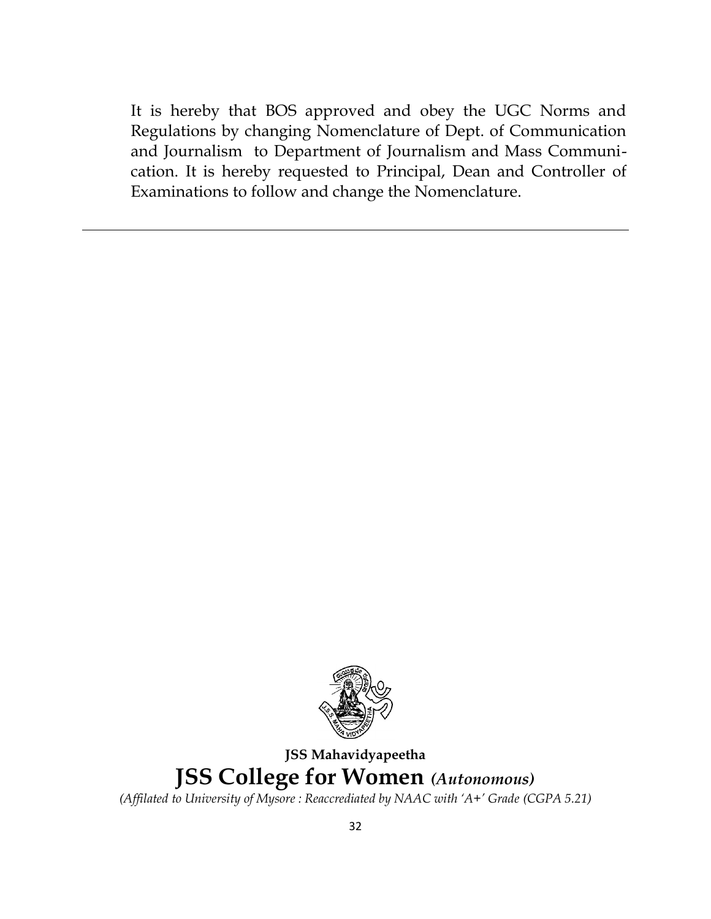It is hereby that BOS approved and obey the UGC Norms and Regulations by changing Nomenclature of Dept. of Communication and Journalism to Department of Journalism and Mass Communication. It is hereby requested to Principal, Dean and Controller of Examinations to follow and change the Nomenclature.

---

**JSS Mahavidyapeetha**

**JSS College for Women** ***(Autonomous)***

*(Affilated to University of Mysore : Reaccrediated by NAAC with 'A+' Grade (CGPA 5.21)*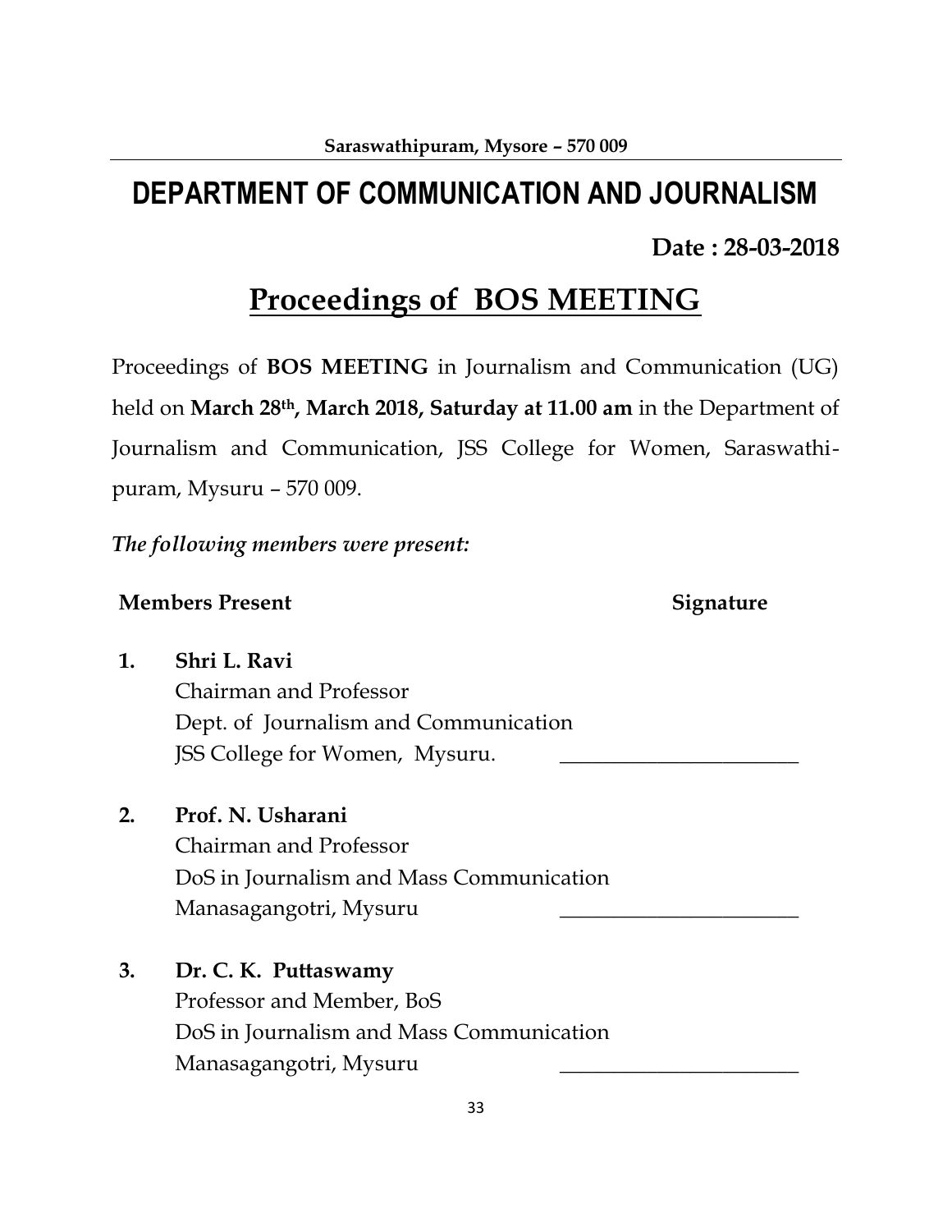Saraswathipuram, Mysore – 570 009

# DEPARTMENT OF COMMUNICATION AND JOURNALISM

**Date : 28-03-2018**

## Proceedings of BOS MEETING

Proceedings of **BOS MEETING** in Journalism and Communication (UG) held on **March 28th, March 2018, Saturday at 11.00 am** in the Department of Journalism and Communication, JSS College for Women, Saraswathi-puram, Mysuru – 570 009.

*The following members were present:*

| | **Members Present** | **Signature** |
|---|---|---|
| **1.** | **Shri L. Ravi**<br>Chairman and Professor<br>Dept. of Journalism and Communication<br>JSS College for Women, Mysuru. | ______________________ |
| **2.** | **Prof. N. Usharani**<br>Chairman and Professor<br>DoS in Journalism and Mass Communication<br>Manasagangotri, Mysuru | ______________________ |
| **3.** | **Dr. C. K. Puttaswamy**<br>Professor and Member, BoS<br>DoS in Journalism and Mass Communication<br>Manasagangotri, Mysuru | ______________________ |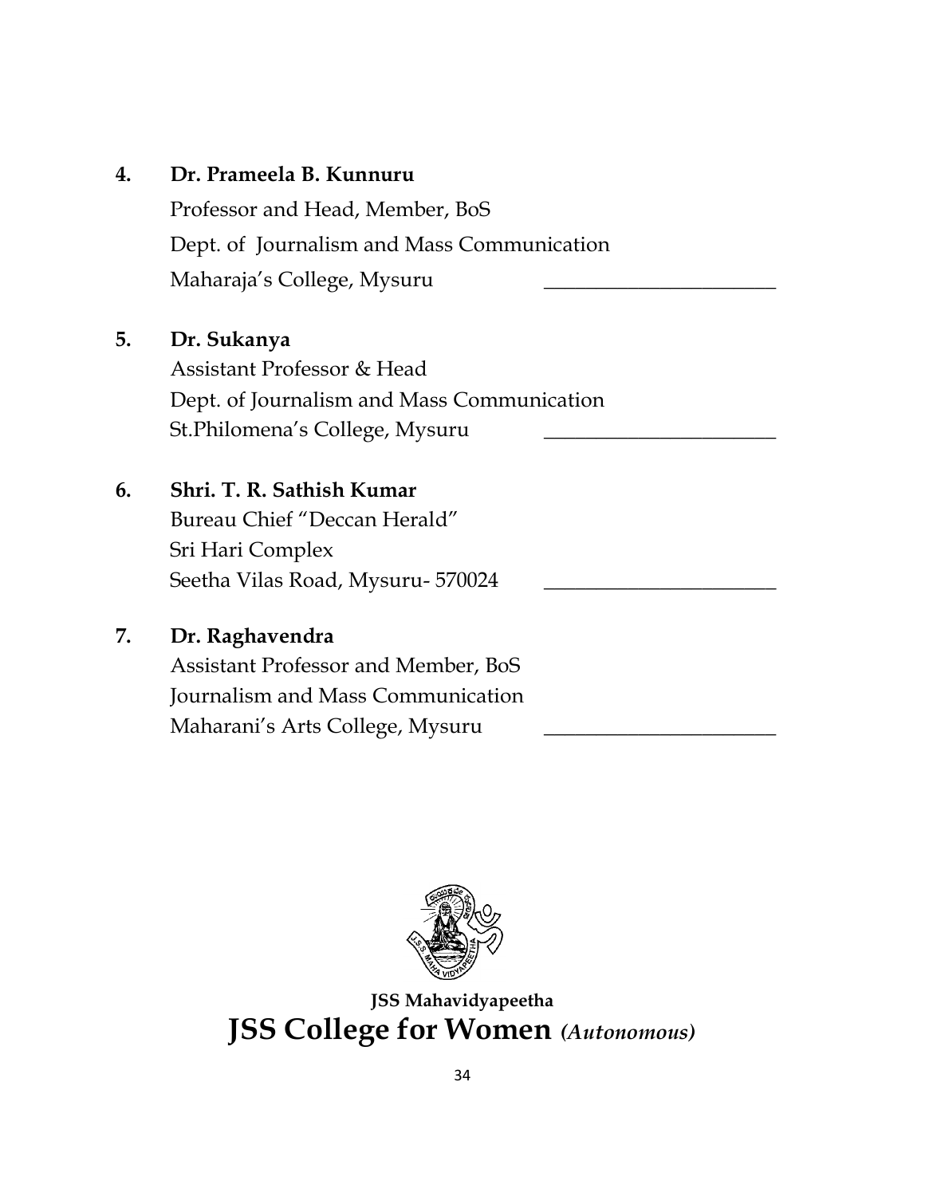4. **Dr. Prameela B. Kunnuru**
   Professor and Head, Member, BoS
   Dept. of Journalism and Mass Communication
   Maharaja's College, Mysuru _______________________

5. **Dr. Sukanya**
   Assistant Professor & Head
   Dept. of Journalism and Mass Communication
   St.Philomena's College, Mysuru _______________________

6. **Shri. T. R. Sathish Kumar**
   Bureau Chief "Deccan Herald"
   Sri Hari Complex
   Seetha Vilas Road, Mysuru- 570024 _______________________

7. **Dr. Raghavendra**
   Assistant Professor and Member, BoS
   Journalism and Mass Communication
   Maharani's Arts College, Mysuru _______________________

**JSS Mahavidyapeetha**

**JSS College for Women** ***(Autonomous)***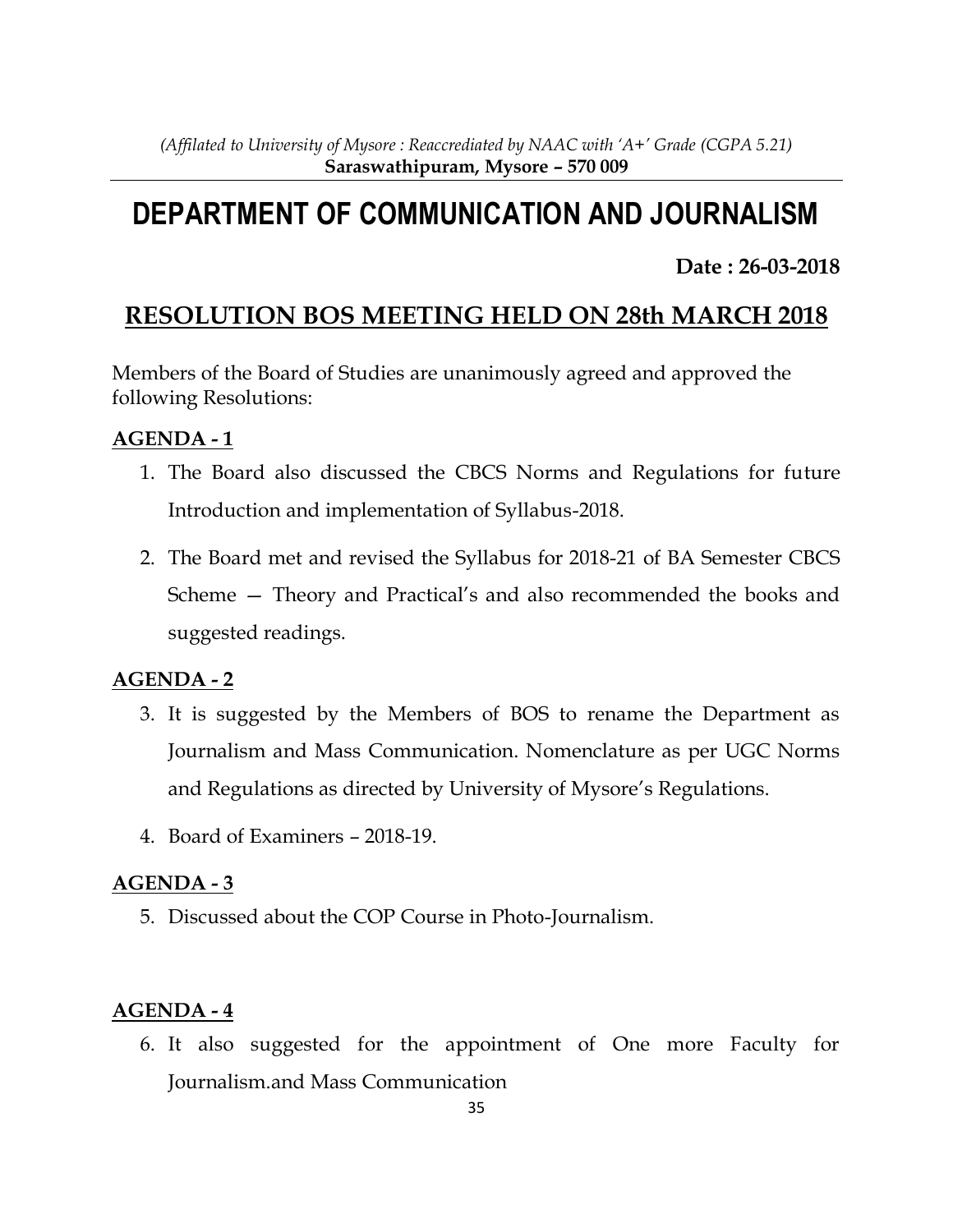*(Affilated to University of Mysore : Reaccrediated by NAAC with 'A+' Grade (CGPA 5.21)*
**Saraswathipuram, Mysore – 570 009**

# DEPARTMENT OF COMMUNICATION AND JOURNALISM

**Date : 26-03-2018**

## RESOLUTION BOS MEETING HELD ON 28th MARCH 2018

Members of the Board of Studies are unanimously agreed and approved the following Resolutions:

### AGENDA - 1

1. The Board also discussed the CBCS Norms and Regulations for future Introduction and implementation of Syllabus-2018.
2. The Board met and revised the Syllabus for 2018-21 of BA Semester CBCS Scheme — Theory and Practical's and also recommended the books and suggested readings.

### AGENDA - 2

3. It is suggested by the Members of BOS to rename the Department as Journalism and Mass Communication. Nomenclature as per UGC Norms and Regulations as directed by University of Mysore's Regulations.
4. Board of Examiners – 2018-19.

### AGENDA - 3

5. Discussed about the COP Course in Photo-Journalism.

### AGENDA - 4

6. It also suggested for the appointment of One more Faculty for Journalism.and Mass Communication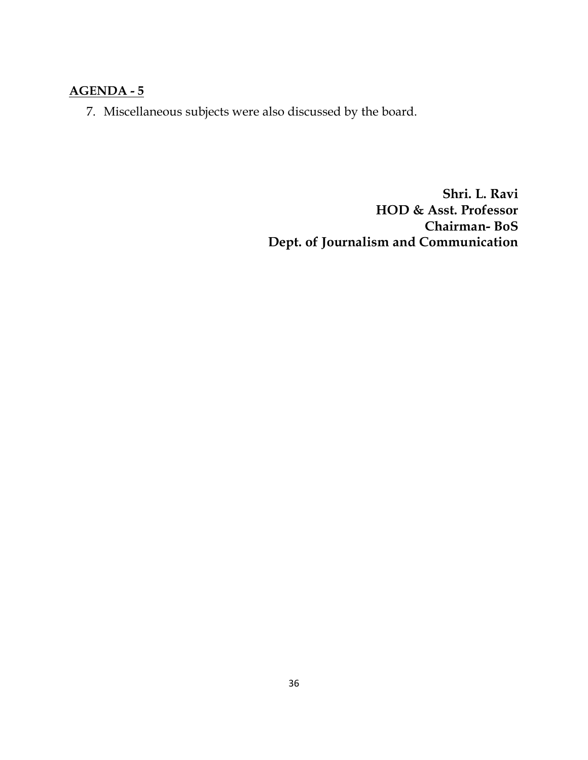**AGENDA - 5**

7. Miscellaneous subjects were also discussed by the board.

**Shri. L. Ravi**
**HOD & Asst. Professor**
**Chairman- BoS**
**Dept. of Journalism and Communication**